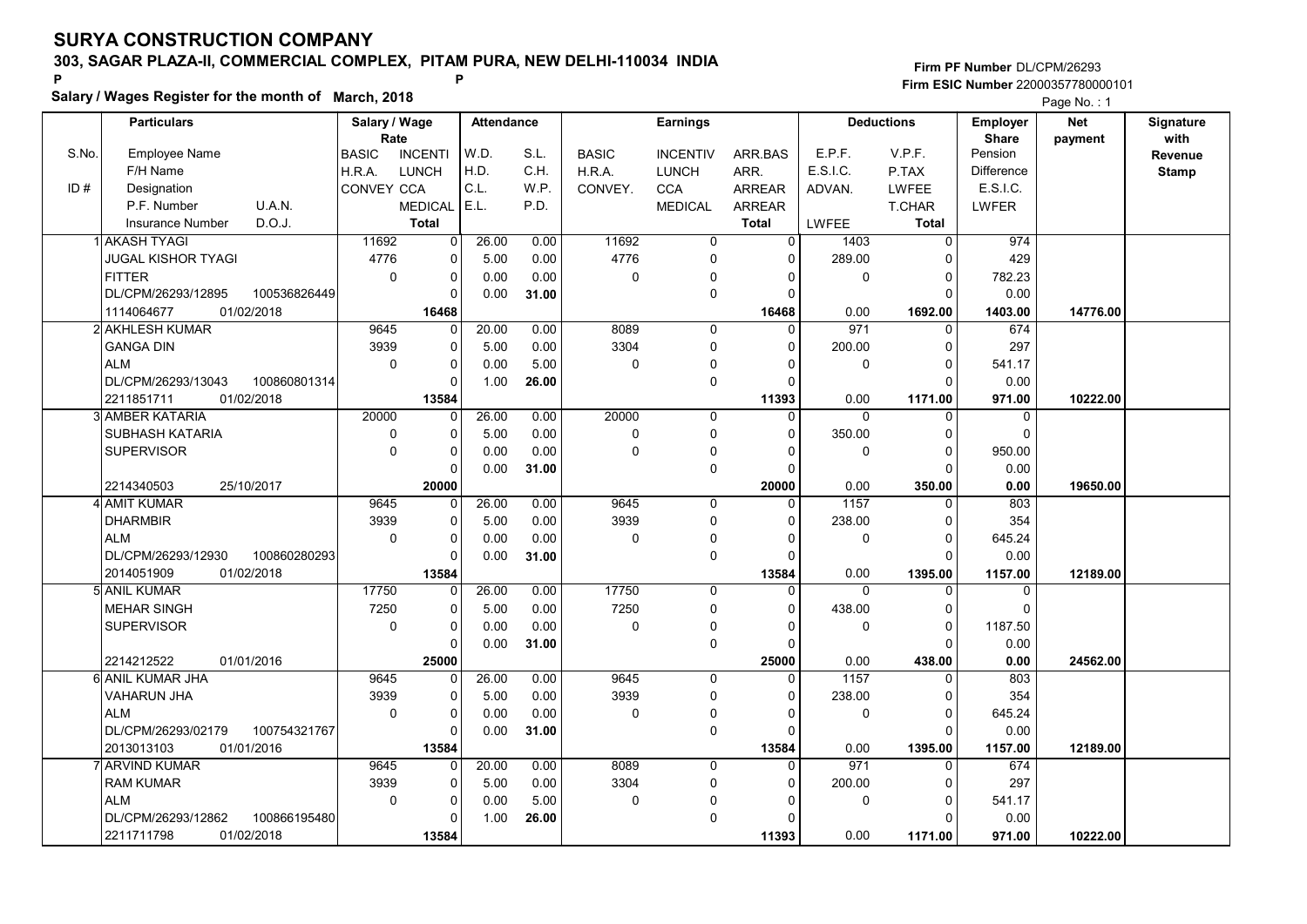# SURYA CONSTRUCTION COMPANY

## 303, SAGAR PLAZA-II, COMMERCIAL COMPLEX, PITAM PURA, NEW DELHI-110034 INDIA

P P

**Salary / Wages Register for the month of March, 2018**

Firm PF Number DL/CPM/26293
Firm ESIC Number 22000357780000101

Page No. : 1

| S.No. | Particulars: Employee Name / F/H Name / Designation / P.F. Number U.A.N. / Insurance Number D.O.J. | Salary / Wage Rate: BASIC / H.R.A. / CONVEY | INCENTI / LUNCH / CCA / MEDICAL / Total | Attendance: W.D. / H.D. / C.L. / E.L. | S.L. / C.H. / W.P. / P.D. | Earnings: BASIC / H.R.A. / CONVEY. | INCENTIV / LUNCH / CCA / MEDICAL | ARR.BAS / ARR. / ARREAR / ARREAR / Total | Deductions: E.P.F. / E.S.I.C. / ADVAN. / LWFEE | V.P.F. / P.TAX / LWFEE / T.CHAR / Total | Employer Share: Pension / Difference / E.S.I.C. / LWFER | Net payment | Signature with Revenue Stamp |
|---|---|---|---|---|---|---|---|---|---|---|---|---|---|
| 1 | AKASH TYAGI<br>JUGAL KISHOR TYAGI<br>FITTER<br>DL/CPM/26293/12895 100536826449<br>1114064677 01/02/2018 | 11692<br>4776<br>0 | 0<br>0<br>0<br>0<br>16468 | 26.00<br>5.00<br>0.00<br>0.00 | 0.00<br>0.00<br>0.00<br>31.00 | 11692<br>4776<br>0 | 0<br>0<br>0<br>0 | 0<br>0<br>0<br>0<br>16468 | 1403<br>289.00<br>0<br><br>0.00 | 0<br>0<br>0<br>0<br>1692.00 | 974<br>429<br>782.23<br>0.00<br>1403.00 | 14776.00 | |
| 2 | AKHLESH KUMAR<br>GANGA DIN<br>ALM<br>DL/CPM/26293/13043 100860801314<br>2211851711 01/02/2018 | 9645<br>3939<br>0 | 0<br>0<br>0<br>0<br>13584 | 20.00<br>5.00<br>0.00<br>1.00 | 0.00<br>0.00<br>5.00<br>26.00 | 8089<br>3304<br>0 | 0<br>0<br>0<br>0 | 0<br>0<br>0<br>0<br>11393 | 971<br>200.00<br>0<br><br>0.00 | 0<br>0<br>0<br>0<br>1171.00 | 674<br>297<br>541.17<br>0.00<br>971.00 | 10222.00 | |
| 3 | AMBER KATARIA<br>SUBHASH KATARIA<br>SUPERVISOR<br><br>2214340503 25/10/2017 | 20000<br>0<br>0 | 0<br>0<br>0<br>0<br>20000 | 26.00<br>5.00<br>0.00<br>0.00 | 0.00<br>0.00<br>0.00<br>31.00 | 20000<br>0<br>0 | 0<br>0<br>0<br>0 | 0<br>0<br>0<br>0<br>20000 | 0<br>350.00<br>0<br><br>0.00 | 0<br>0<br>0<br>0<br>350.00 | 0<br>0<br>950.00<br>0.00<br>0.00 | 19650.00 | |
| 4 | AMIT KUMAR<br>DHARMBIR<br>ALM<br>DL/CPM/26293/12930 100860280293<br>2014051909 01/02/2018 | 9645<br>3939<br>0 | 0<br>0<br>0<br>0<br>13584 | 26.00<br>5.00<br>0.00<br>0.00 | 0.00<br>0.00<br>0.00<br>31.00 | 9645<br>3939<br>0 | 0<br>0<br>0<br>0 | 0<br>0<br>0<br>0<br>13584 | 1157<br>238.00<br>0<br><br>0.00 | 0<br>0<br>0<br>0<br>1395.00 | 803<br>354<br>645.24<br>0.00<br>1157.00 | 12189.00 | |
| 5 | ANIL KUMAR<br>MEHAR SINGH<br>SUPERVISOR<br><br>2214212522 01/01/2016 | 17750<br>7250<br>0 | 0<br>0<br>0<br>0<br>25000 | 26.00<br>5.00<br>0.00<br>0.00 | 0.00<br>0.00<br>0.00<br>31.00 | 17750<br>7250<br>0 | 0<br>0<br>0<br>0 | 0<br>0<br>0<br>0<br>25000 | 0<br>438.00<br>0<br><br>0.00 | 0<br>0<br>0<br>0<br>438.00 | 0<br>0<br>1187.50<br>0.00<br>0.00 | 24562.00 | |
| 6 | ANIL KUMAR JHA<br>VAHARUN JHA<br>ALM<br>DL/CPM/26293/02179 100754321767<br>2013013103 01/01/2016 | 9645<br>3939<br>0 | 0<br>0<br>0<br>0<br>13584 | 26.00<br>5.00<br>0.00<br>0.00 | 0.00<br>0.00<br>0.00<br>31.00 | 9645<br>3939<br>0 | 0<br>0<br>0<br>0 | 0<br>0<br>0<br>0<br>13584 | 1157<br>238.00<br>0<br><br>0.00 | 0<br>0<br>0<br>0<br>1395.00 | 803<br>354<br>645.24<br>0.00<br>1157.00 | 12189.00 | |
| 7 | ARVIND KUMAR<br>RAM KUMAR<br>ALM<br>DL/CPM/26293/12862 100866195480<br>2211711798 01/02/2018 | 9645<br>3939<br>0 | 0<br>0<br>0<br>0<br>13584 | 20.00<br>5.00<br>0.00<br>1.00 | 0.00<br>0.00<br>5.00<br>26.00 | 8089<br>3304<br>0 | 0<br>0<br>0<br>0 | 0<br>0<br>0<br>0<br>11393 | 971<br>200.00<br>0<br><br>0.00 | 0<br>0<br>0<br>0<br>1171.00 | 674<br>297<br>541.17<br>0.00<br>971.00 | 10222.00 | |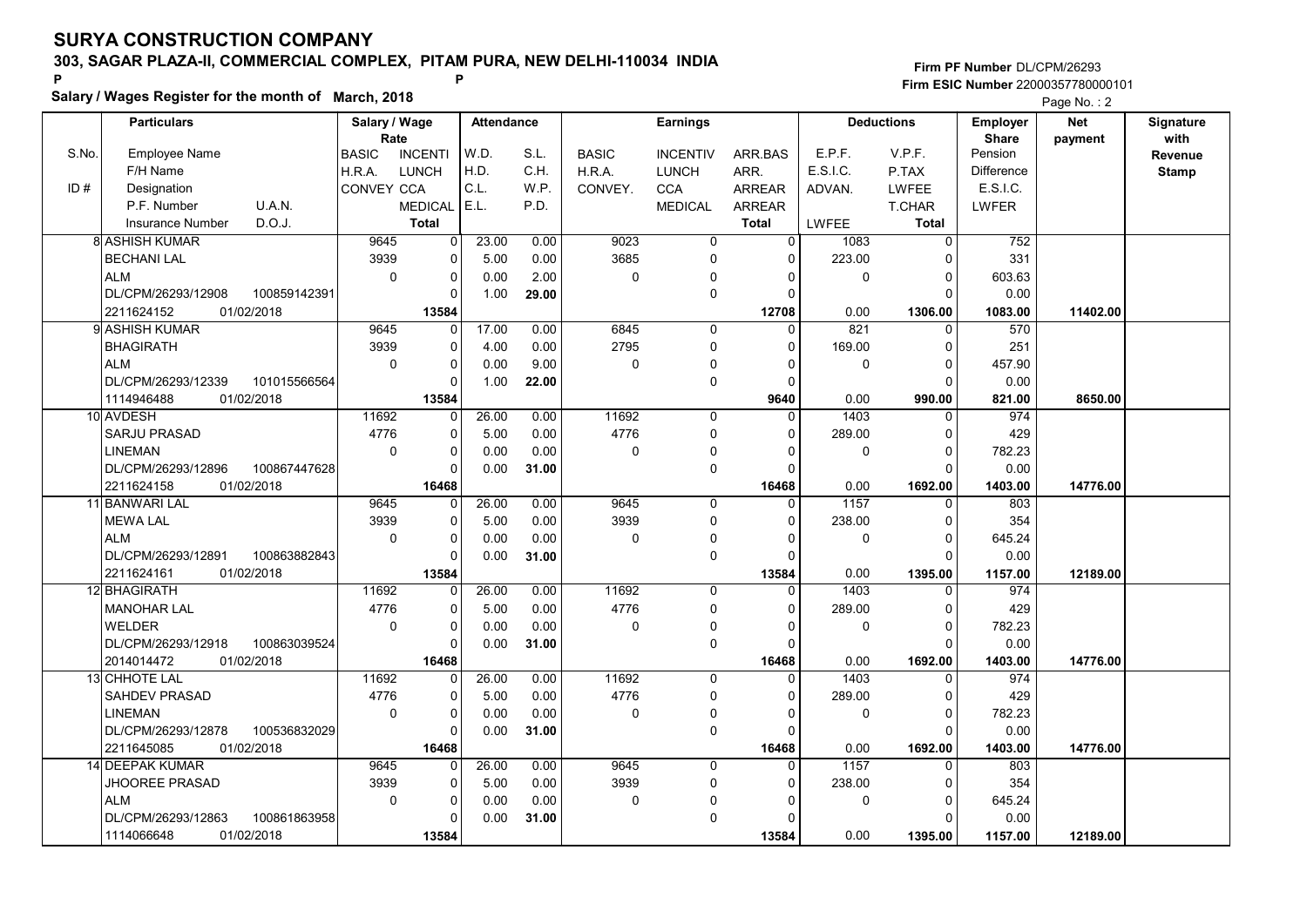# SURYA CONSTRUCTION COMPANY

## 303, SAGAR PLAZA-II, COMMERCIAL COMPLEX, PITAM PURA, NEW DELHI-110034 INDIA

P P

**Salary / Wages Register for the month of March, 2018**

Firm PF Number DL/CPM/26293
Firm ESIC Number 22000357780000101

| S.No. / ID # | Particulars (Employee Name / F/H Name / Designation / P.F. Number, U.A.N. / Insurance Number, D.O.J.) | Salary / Wage Rate (BASIC / H.R.A. / CONVEY) | (INCENTI / LUNCH / CCA / MEDICAL / Total) | Attendance (W.D. / H.D. / C.L. / E.L.) | (S.L. / C.H. / W.P. / P.D.) | Earnings (BASIC / H.R.A. / CONVEY.) | (INCENTIV / LUNCH / CCA / MEDICAL) | (ARR.BAS / ARR. / ARREAR / ARREAR / Total) | Deductions (E.P.F. / E.S.I.C. / ADVAN. / LWFEE) | (V.P.F. / P.TAX / LWFEE / T.CHAR / Total) | Employer Share (Pension / Difference / E.S.I.C. / LWFER) | Net payment | Signature with Revenue Stamp |
|---|---|---|---|---|---|---|---|---|---|---|---|---|---|
| 8 | ASHISH KUMAR<br>BECHANI LAL<br>ALM<br>DL/CPM/26293/12908 100859142391<br>2211624152 01/02/2018 | 9645<br>3939<br>0 | 0<br>0<br>0<br>0<br>13584 | 23.00<br>5.00<br>0.00<br>1.00 | 0.00<br>0.00<br>2.00<br>29.00 | 9023<br>3685<br>0 | 0<br>0<br>0<br>0 | 0<br>0<br>0<br>0<br>12708 | 1083<br>223.00<br>0<br>0.00 | 0<br>0<br>0<br>0<br>1306.00 | 752<br>331<br>603.63<br>0.00<br>1083.00 | 11402.00 | |
| 9 | ASHISH KUMAR<br>BHAGIRATH<br>ALM<br>DL/CPM/26293/12339 101015566564<br>1114946488 01/02/2018 | 9645<br>3939<br>0 | 0<br>0<br>0<br>0<br>13584 | 17.00<br>4.00<br>0.00<br>1.00 | 0.00<br>0.00<br>9.00<br>22.00 | 6845<br>2795<br>0 | 0<br>0<br>0<br>0 | 0<br>0<br>0<br>0<br>9640 | 821<br>169.00<br>0<br>0.00 | 0<br>0<br>0<br>0<br>990.00 | 570<br>251<br>457.90<br>0.00<br>821.00 | 8650.00 | |
| 10 | AVDESH<br>SARJU PRASAD<br>LINEMAN<br>DL/CPM/26293/12896 100867447628<br>2211624158 01/02/2018 | 11692<br>4776<br>0 | 0<br>0<br>0<br>0<br>16468 | 26.00<br>5.00<br>0.00<br>0.00 | 0.00<br>0.00<br>0.00<br>31.00 | 11692<br>4776<br>0 | 0<br>0<br>0<br>0 | 0<br>0<br>0<br>0<br>16468 | 1403<br>289.00<br>0<br>0.00 | 0<br>0<br>0<br>0<br>1692.00 | 974<br>429<br>782.23<br>0.00<br>1403.00 | 14776.00 | |
| 11 | BANWARI LAL<br>MEWA LAL<br>ALM<br>DL/CPM/26293/12891 100863882843<br>2211624161 01/02/2018 | 9645<br>3939<br>0 | 0<br>0<br>0<br>0<br>13584 | 26.00<br>5.00<br>0.00<br>0.00 | 0.00<br>0.00<br>0.00<br>31.00 | 9645<br>3939<br>0 | 0<br>0<br>0<br>0 | 0<br>0<br>0<br>0<br>13584 | 1157<br>238.00<br>0<br>0.00 | 0<br>0<br>0<br>0<br>1395.00 | 803<br>354<br>645.24<br>0.00<br>1157.00 | 12189.00 | |
| 12 | BHAGIRATH<br>MANOHAR LAL<br>WELDER<br>DL/CPM/26293/12918 100863039524<br>2014014472 01/02/2018 | 11692<br>4776<br>0 | 0<br>0<br>0<br>0<br>16468 | 26.00<br>5.00<br>0.00<br>0.00 | 0.00<br>0.00<br>0.00<br>31.00 | 11692<br>4776<br>0 | 0<br>0<br>0<br>0 | 0<br>0<br>0<br>0<br>16468 | 1403<br>289.00<br>0<br>0.00 | 0<br>0<br>0<br>0<br>1692.00 | 974<br>429<br>782.23<br>0.00<br>1403.00 | 14776.00 | |
| 13 | CHHOTE LAL<br>SAHDEV PRASAD<br>LINEMAN<br>DL/CPM/26293/12878 100536832029<br>2211645085 01/02/2018 | 11692<br>4776<br>0 | 0<br>0<br>0<br>0<br>16468 | 26.00<br>5.00<br>0.00<br>0.00 | 0.00<br>0.00<br>0.00<br>31.00 | 11692<br>4776<br>0 | 0<br>0<br>0<br>0 | 0<br>0<br>0<br>0<br>16468 | 1403<br>289.00<br>0<br>0.00 | 0<br>0<br>0<br>0<br>1692.00 | 974<br>429<br>782.23<br>0.00<br>1403.00 | 14776.00 | |
| 14 | DEEPAK KUMAR<br>JHOOREE PRASAD<br>ALM<br>DL/CPM/26293/12863 100861863958<br>1114066648 01/02/2018 | 9645<br>3939<br>0 | 0<br>0<br>0<br>0<br>13584 | 26.00<br>5.00<br>0.00<br>0.00 | 0.00<br>0.00<br>0.00<br>31.00 | 9645<br>3939<br>0 | 0<br>0<br>0<br>0 | 0<br>0<br>0<br>0<br>13584 | 1157<br>238.00<br>0<br>0.00 | 0<br>0<br>0<br>0<br>1395.00 | 803<br>354<br>645.24<br>0.00<br>1157.00 | 12189.00 | |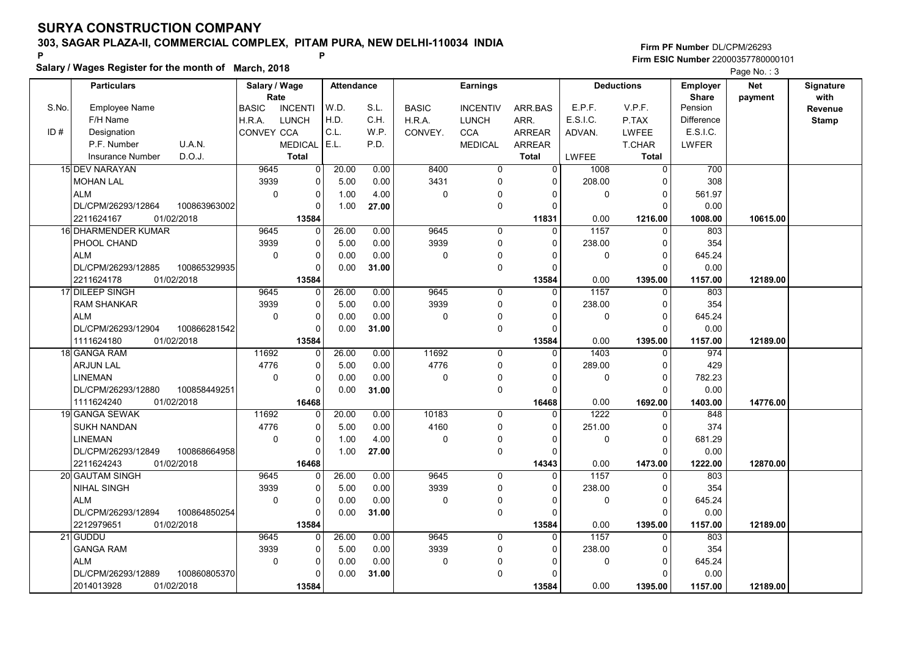# SURYA CONSTRUCTION COMPANY

## 303, SAGAR PLAZA-II, COMMERCIAL COMPLEX, PITAM PURA, NEW DELHI-110034 INDIA

P P

**Salary / Wages Register for the month of March, 2018**

Firm PF Number DL/CPM/26293
Firm ESIC Number 22000357780000101

Page No. : 3

| S.No. / ID # | Particulars: Employee Name / F/H Name / Designation / P.F. Number, U.A.N. / Insurance Number, D.O.J. | Salary / Wage Rate: BASIC / H.R.A. / CONVEY / MEDICAL / Total | Rate: INCENTI / LUNCH / CCA / MEDICAL / Total | Attendance: W.D. / H.D. / C.L. / E.L. | Attendance: S.L. / C.H. / W.P. / P.D. | Earnings: BASIC / H.R.A. / CONVEY. | Earnings: INCENTIV / LUNCH / CCA / MEDICAL | Earnings: ARR.BAS / ARR. / ARREAR / ARREAR / Total | Deductions: E.P.F. / E.S.I.C. / ADVAN. / LWFEE | Deductions: V.P.F. / P.TAX / LWFEE / T.CHAR / Total | Employer Share: Pension / Difference / E.S.I.C. / LWFER | Net payment | Signature with Revenue Stamp |
|---|---|---|---|---|---|---|---|---|---|---|---|---|---|
| 15 | DEV NARAYAN / MOHAN LAL / ALM / DL/CPM/26293/12864, 100863963002 / 2211624167, 01/02/2018 | 9645 / 3939 / 0 / 13584 | 0 / 0 / 0 / 0 | 20.00 / 5.00 / 1.00 / 1.00 | 0.00 / 0.00 / 4.00 / 27.00 | 8400 / 3431 / 0 | 0 / 0 / 0 / 0 | 0 / 0 / 0 / 0 / 11831 | 1008 / 208.00 / 0 / 0.00 | 0 / 0 / 0 / 0 / 1216.00 | 700 / 308 / 561.97 / 0.00 / 1008.00 | 10615.00 | |
| 16 | DHARMENDER KUMAR / PHOOL CHAND / ALM / DL/CPM/26293/12885, 100865329935 / 2211624178, 01/02/2018 | 9645 / 3939 / 0 / 13584 | 0 / 0 / 0 / 0 | 26.00 / 5.00 / 0.00 / 0.00 | 0.00 / 0.00 / 0.00 / 31.00 | 9645 / 3939 / 0 | 0 / 0 / 0 / 0 | 0 / 0 / 0 / 0 / 13584 | 1157 / 238.00 / 0 / 0.00 | 0 / 0 / 0 / 0 / 1395.00 | 803 / 354 / 645.24 / 0.00 / 1157.00 | 12189.00 | |
| 17 | DILEEP SINGH / RAM SHANKAR / ALM / DL/CPM/26293/12904, 100866281542 / 1111624180, 01/02/2018 | 9645 / 3939 / 0 / 13584 | 0 / 0 / 0 / 0 | 26.00 / 5.00 / 0.00 / 0.00 | 0.00 / 0.00 / 0.00 / 31.00 | 9645 / 3939 / 0 | 0 / 0 / 0 / 0 | 0 / 0 / 0 / 0 / 13584 | 1157 / 238.00 / 0 / 0.00 | 0 / 0 / 0 / 0 / 1395.00 | 803 / 354 / 645.24 / 0.00 / 1157.00 | 12189.00 | |
| 18 | GANGA RAM / ARJUN LAL / LINEMAN / DL/CPM/26293/12880, 100858449251 / 1111624240, 01/02/2018 | 11692 / 4776 / 0 / 16468 | 0 / 0 / 0 / 0 | 26.00 / 5.00 / 0.00 / 0.00 | 0.00 / 0.00 / 0.00 / 31.00 | 11692 / 4776 / 0 | 0 / 0 / 0 / 0 | 0 / 0 / 0 / 0 / 16468 | 1403 / 289.00 / 0 / 0.00 | 0 / 0 / 0 / 0 / 1692.00 | 974 / 429 / 782.23 / 0.00 / 1403.00 | 14776.00 | |
| 19 | GANGA SEWAK / SUKH NANDAN / LINEMAN / DL/CPM/26293/12849, 100868664958 / 2211624243, 01/02/2018 | 11692 / 4776 / 0 / 16468 | 0 / 0 / 0 / 0 | 20.00 / 5.00 / 1.00 / 1.00 | 0.00 / 0.00 / 4.00 / 27.00 | 10183 / 4160 / 0 | 0 / 0 / 0 / 0 | 0 / 0 / 0 / 0 / 14343 | 1222 / 251.00 / 0 / 0.00 | 0 / 0 / 0 / 0 / 1473.00 | 848 / 374 / 681.29 / 0.00 / 1222.00 | 12870.00 | |
| 20 | GAUTAM SINGH / NIHAL SINGH / ALM / DL/CPM/26293/12894, 100864850254 / 2212979651, 01/02/2018 | 9645 / 3939 / 0 / 13584 | 0 / 0 / 0 / 0 | 26.00 / 5.00 / 0.00 / 0.00 | 0.00 / 0.00 / 0.00 / 31.00 | 9645 / 3939 / 0 | 0 / 0 / 0 / 0 | 0 / 0 / 0 / 0 / 13584 | 1157 / 238.00 / 0 / 0.00 | 0 / 0 / 0 / 0 / 1395.00 | 803 / 354 / 645.24 / 0.00 / 1157.00 | 12189.00 | |
| 21 | GUDDU / GANGA RAM / ALM / DL/CPM/26293/12889, 100860805370 / 2014013928, 01/02/2018 | 9645 / 3939 / 0 / 13584 | 0 / 0 / 0 / 0 | 26.00 / 5.00 / 0.00 / 0.00 | 0.00 / 0.00 / 0.00 / 31.00 | 9645 / 3939 / 0 | 0 / 0 / 0 / 0 | 0 / 0 / 0 / 0 / 13584 | 1157 / 238.00 / 0 / 0.00 | 0 / 0 / 0 / 0 / 1395.00 | 803 / 354 / 645.24 / 0.00 / 1157.00 | 12189.00 | |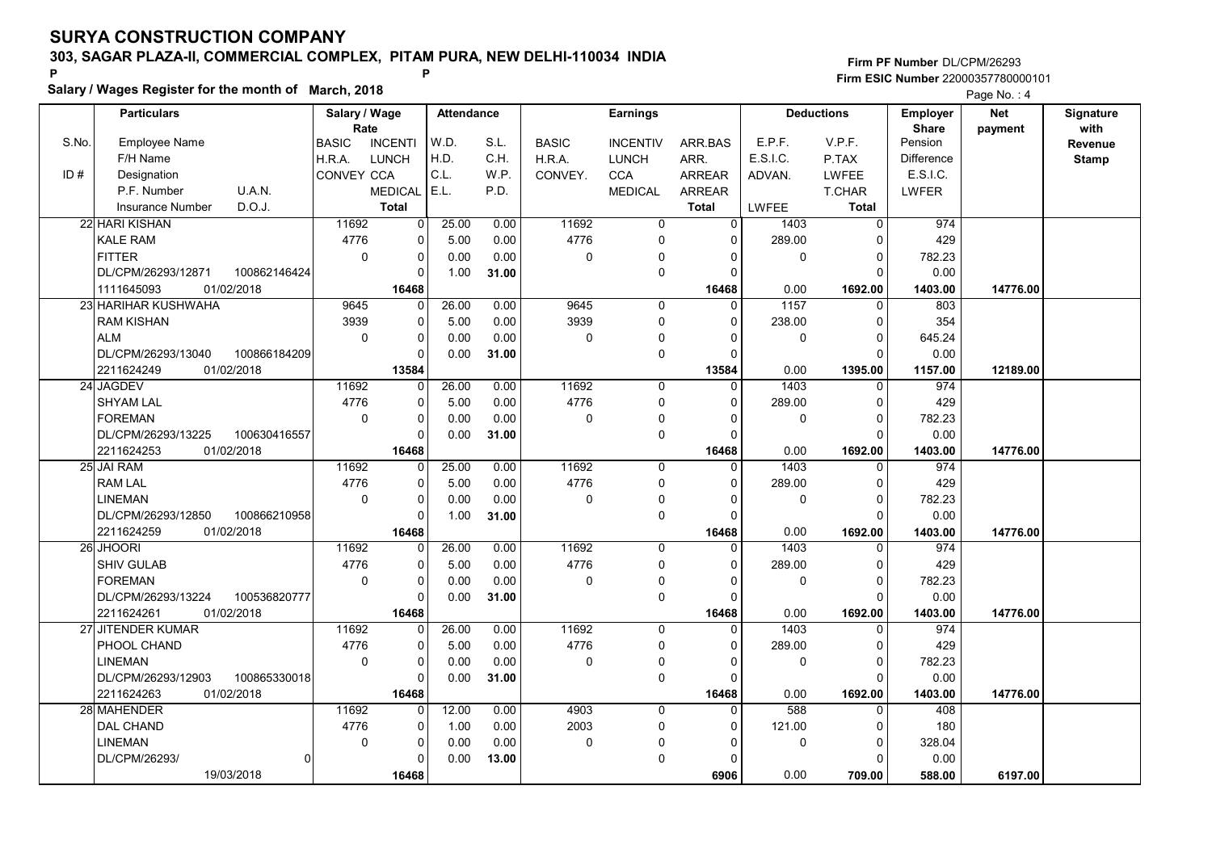# SURYA CONSTRUCTION COMPANY

**303, SAGAR PLAZA-II, COMMERCIAL COMPLEX, PITAM PURA, NEW DELHI-110034 INDIA**

**Firm PF Number** DL/CPM/26293

**Firm ESIC Number** 22000357780000101

**Salary / Wages Register for the month of March, 2018**

| S.No. / ID # | Employee Name / F/H Name / Designation / P.F. Number / U.A.N. / Insurance Number / D.O.J. | Salary / Wage Rate: BASIC / H.R.A. / CONVEY | INCENTI / LUNCH / CCA / MEDICAL / Total | Attendance: W.D. / H.D. / C.L. / E.L. | S.L. / C.H. / W.P. / P.D. | Earnings: BASIC / H.R.A. / CONVEY. | INCENTIV / LUNCH / CCA / MEDICAL | ARR.BAS / ARR. / ARREAR / ARREAR / Total | Deductions: E.P.F. / E.S.I.C. / ADVAN. / LWFEE | V.P.F. / P.TAX / LWFEE / T.CHAR / Total | Employer Share: Pension / Difference / E.S.I.C. / LWFER | Net payment | Signature with Revenue Stamp |
|---|---|---|---|---|---|---|---|---|---|---|---|---|---|
| 22 | HARI KISHAN | 11692 | 0 | 25.00 | 0.00 | 11692 | 0 | 0 | 1403 | 0 | 974 | | |
| | KALE RAM | 4776 | 0 | 5.00 | 0.00 | 4776 | 0 | 0 | 289.00 | 0 | 429 | | |
| | FITTER | 0 | 0 | 0.00 | 0.00 | 0 | 0 | 0 | 0 | 0 | 782.23 | | |
| | DL/CPM/26293/12871 100862146424 | | 0 | 1.00 | 31.00 | | 0 | 0 | | 0 | 0.00 | | |
| | 1111645093 01/02/2018 | | 16468 | | | | | 16468 | 0.00 | 1692.00 | 1403.00 | 14776.00 | |
| 23 | HARIHAR KUSHWAHA | 9645 | 0 | 26.00 | 0.00 | 9645 | 0 | 0 | 1157 | 0 | 803 | | |
| | RAM KISHAN | 3939 | 0 | 5.00 | 0.00 | 3939 | 0 | 0 | 238.00 | 0 | 354 | | |
| | ALM | 0 | 0 | 0.00 | 0.00 | 0 | 0 | 0 | 0 | 0 | 645.24 | | |
| | DL/CPM/26293/13040 100866184209 | | 0 | 0.00 | 31.00 | | 0 | 0 | | 0 | 0.00 | | |
| | 2211624249 01/02/2018 | | 13584 | | | | | 13584 | 0.00 | 1395.00 | 1157.00 | 12189.00 | |
| 24 | JAGDEV | 11692 | 0 | 26.00 | 0.00 | 11692 | 0 | 0 | 1403 | 0 | 974 | | |
| | SHYAM LAL | 4776 | 0 | 5.00 | 0.00 | 4776 | 0 | 0 | 289.00 | 0 | 429 | | |
| | FOREMAN | 0 | 0 | 0.00 | 0.00 | 0 | 0 | 0 | 0 | 0 | 782.23 | | |
| | DL/CPM/26293/13225 100630416557 | | 0 | 0.00 | 31.00 | | 0 | 0 | | 0 | 0.00 | | |
| | 2211624253 01/02/2018 | | 16468 | | | | | 16468 | 0.00 | 1692.00 | 1403.00 | 14776.00 | |
| 25 | JAI RAM | 11692 | 0 | 25.00 | 0.00 | 11692 | 0 | 0 | 1403 | 0 | 974 | | |
| | RAM LAL | 4776 | 0 | 5.00 | 0.00 | 4776 | 0 | 0 | 289.00 | 0 | 429 | | |
| | LINEMAN | 0 | 0 | 0.00 | 0.00 | 0 | 0 | 0 | 0 | 0 | 782.23 | | |
| | DL/CPM/26293/12850 100866210958 | | 0 | 1.00 | 31.00 | | 0 | 0 | | 0 | 0.00 | | |
| | 2211624259 01/02/2018 | | 16468 | | | | | 16468 | 0.00 | 1692.00 | 1403.00 | 14776.00 | |
| 26 | JHOORI | 11692 | 0 | 26.00 | 0.00 | 11692 | 0 | 0 | 1403 | 0 | 974 | | |
| | SHIV GULAB | 4776 | 0 | 5.00 | 0.00 | 4776 | 0 | 0 | 289.00 | 0 | 429 | | |
| | FOREMAN | 0 | 0 | 0.00 | 0.00 | 0 | 0 | 0 | 0 | 0 | 782.23 | | |
| | DL/CPM/26293/13224 100536820777 | | 0 | 0.00 | 31.00 | | 0 | 0 | | 0 | 0.00 | | |
| | 2211624261 01/02/2018 | | 16468 | | | | | 16468 | 0.00 | 1692.00 | 1403.00 | 14776.00 | |
| 27 | JITENDER KUMAR | 11692 | 0 | 26.00 | 0.00 | 11692 | 0 | 0 | 1403 | 0 | 974 | | |
| | PHOOL CHAND | 4776 | 0 | 5.00 | 0.00 | 4776 | 0 | 0 | 289.00 | 0 | 429 | | |
| | LINEMAN | 0 | 0 | 0.00 | 0.00 | 0 | 0 | 0 | 0 | 0 | 782.23 | | |
| | DL/CPM/26293/12903 100865330018 | | 0 | 0.00 | 31.00 | | 0 | 0 | | 0 | 0.00 | | |
| | 2211624263 01/02/2018 | | 16468 | | | | | 16468 | 0.00 | 1692.00 | 1403.00 | 14776.00 | |
| 28 | MAHENDER | 11692 | 0 | 12.00 | 0.00 | 4903 | 0 | 0 | 588 | 0 | 408 | | |
| | DAL CHAND | 4776 | 0 | 1.00 | 0.00 | 2003 | 0 | 0 | 121.00 | 0 | 180 | | |
| | LINEMAN | 0 | 0 | 0.00 | 0.00 | 0 | 0 | 0 | 0 | 0 | 328.04 | | |
| | DL/CPM/26293/ 0 | | 0 | 0.00 | 13.00 | | 0 | 0 | | 0 | 0.00 | | |
| | 19/03/2018 | | 16468 | | | | | 6906 | 0.00 | 709.00 | 588.00 | 6197.00 | |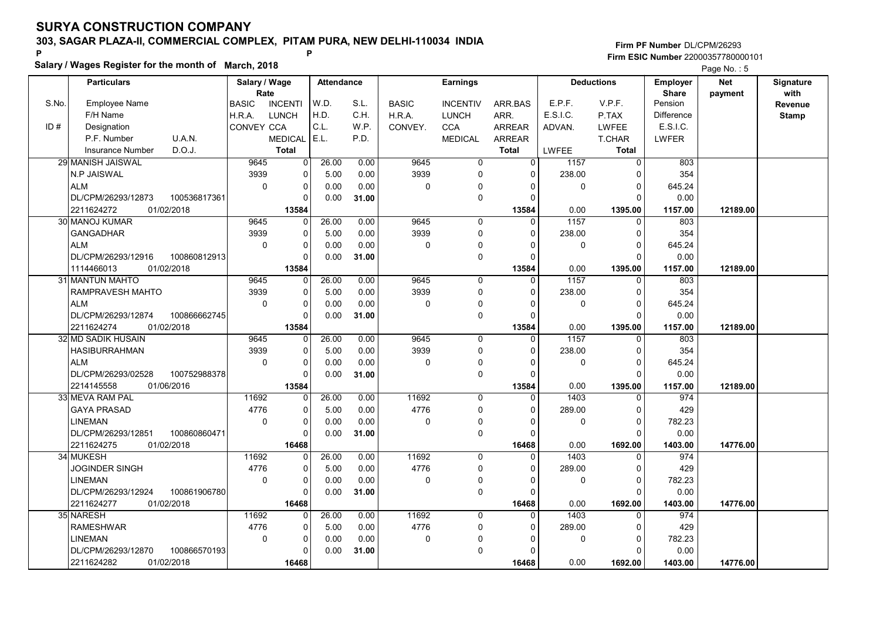# SURYA CONSTRUCTION COMPANY

**303, SAGAR PLAZA-II, COMMERCIAL COMPLEX, PITAM PURA, NEW DELHI-110034 INDIA**

P P

**Salary / Wages Register for the month of March, 2018**

Firm PF Number DL/CPM/26293
Firm ESIC Number 22000357780000101

| S.No. / ID # | Particulars: Employee Name / F/H Name / Designation / P.F. Number, U.A.N. / Insurance Number, D.O.J. | Salary / Wage Rate: BASIC, INCENTI / H.R.A., LUNCH / CONVEY, CCA / MEDICAL / Total | Attendance: W.D., S.L. / H.D., C.H. / C.L., W.P. / E.L., P.D. | Earnings: BASIC, INCENTIV, ARR.BAS / H.R.A., LUNCH, ARR. / CONVEY., CCA, ARREAR / MEDICAL, ARREAR / Total | Deductions: E.P.F., V.P.F. / E.S.I.C., P.TAX / ADVAN., LWFEE / T.CHAR / LWFEE, Total | Employer Share: Pension / Difference / E.S.I.C. / LWFER | Net payment | Signature with Revenue Stamp |
|---|---|---|---|---|---|---|---|---|
| 29 | MANISH JAISWAL / N.P JAISWAL / ALM / DL/CPM/26293/12873, 100536817361 / 2211624272, 01/02/2018 | 9645, 0 / 3939, 0 / 0, 0 / 0 / 13584 | 26.00, 0.00 / 5.00, 0.00 / 0.00, 0.00 / 0.00, 31.00 | 9645, 0, 0 / 3939, 0, 0 / 0, 0, 0 / 0, 0 / 13584 | 1157, 0 / 238.00, 0 / 0, 0 / 0 / 0.00, 1395.00 | 803 / 354 / 645.24 / 0.00 / 1157.00 | 12189.00 | |
| 30 | MANOJ KUMAR / GANGADHAR / ALM / DL/CPM/26293/12916, 100860812913 / 1114466013, 01/02/2018 | 9645, 0 / 3939, 0 / 0, 0 / 0 / 13584 | 26.00, 0.00 / 5.00, 0.00 / 0.00, 0.00 / 0.00, 31.00 | 9645, 0, 0 / 3939, 0, 0 / 0, 0, 0 / 0, 0 / 13584 | 1157, 0 / 238.00, 0 / 0, 0 / 0 / 0.00, 1395.00 | 803 / 354 / 645.24 / 0.00 / 1157.00 | 12189.00 | |
| 31 | MANTUN MAHTO / RAMPRAVESH MAHTO / ALM / DL/CPM/26293/12874, 100866662745 / 2211624274, 01/02/2018 | 9645, 0 / 3939, 0 / 0, 0 / 0 / 13584 | 26.00, 0.00 / 5.00, 0.00 / 0.00, 0.00 / 0.00, 31.00 | 9645, 0, 0 / 3939, 0, 0 / 0, 0, 0 / 0, 0 / 13584 | 1157, 0 / 238.00, 0 / 0, 0 / 0 / 0.00, 1395.00 | 803 / 354 / 645.24 / 0.00 / 1157.00 | 12189.00 | |
| 32 | MD SADIK HUSAIN / HASIBURRAHMAN / ALM / DL/CPM/26293/02528, 100752988378 / 2214145558, 01/06/2016 | 9645, 0 / 3939, 0 / 0, 0 / 0 / 13584 | 26.00, 0.00 / 5.00, 0.00 / 0.00, 0.00 / 0.00, 31.00 | 9645, 0, 0 / 3939, 0, 0 / 0, 0, 0 / 0, 0 / 13584 | 1157, 0 / 238.00, 0 / 0, 0 / 0 / 0.00, 1395.00 | 803 / 354 / 645.24 / 0.00 / 1157.00 | 12189.00 | |
| 33 | MEVA RAM PAL / GAYA PRASAD / LINEMAN / DL/CPM/26293/12851, 100860860471 / 2211624275, 01/02/2018 | 11692, 0 / 4776, 0 / 0, 0 / 0 / 16468 | 26.00, 0.00 / 5.00, 0.00 / 0.00, 0.00 / 0.00, 31.00 | 11692, 0, 0 / 4776, 0, 0 / 0, 0, 0 / 0, 0 / 16468 | 1403, 0 / 289.00, 0 / 0, 0 / 0 / 0.00, 1692.00 | 974 / 429 / 782.23 / 0.00 / 1403.00 | 14776.00 | |
| 34 | MUKESH / JOGINDER SINGH / LINEMAN / DL/CPM/26293/12924, 100861906780 / 2211624277, 01/02/2018 | 11692, 0 / 4776, 0 / 0, 0 / 0 / 16468 | 26.00, 0.00 / 5.00, 0.00 / 0.00, 0.00 / 0.00, 31.00 | 11692, 0, 0 / 4776, 0, 0 / 0, 0, 0 / 0, 0 / 16468 | 1403, 0 / 289.00, 0 / 0, 0 / 0 / 0.00, 1692.00 | 974 / 429 / 782.23 / 0.00 / 1403.00 | 14776.00 | |
| 35 | NARESH / RAMESHWAR / LINEMAN / DL/CPM/26293/12870, 100866570193 / 2211624282, 01/02/2018 | 11692, 0 / 4776, 0 / 0, 0 / 0 / 16468 | 26.00, 0.00 / 5.00, 0.00 / 0.00, 0.00 / 0.00, 31.00 | 11692, 0, 0 / 4776, 0, 0 / 0, 0, 0 / 0, 0 / 16468 | 1403, 0 / 289.00, 0 / 0, 0 / 0 / 0.00, 1692.00 | 974 / 429 / 782.23 / 0.00 / 1403.00 | 14776.00 | |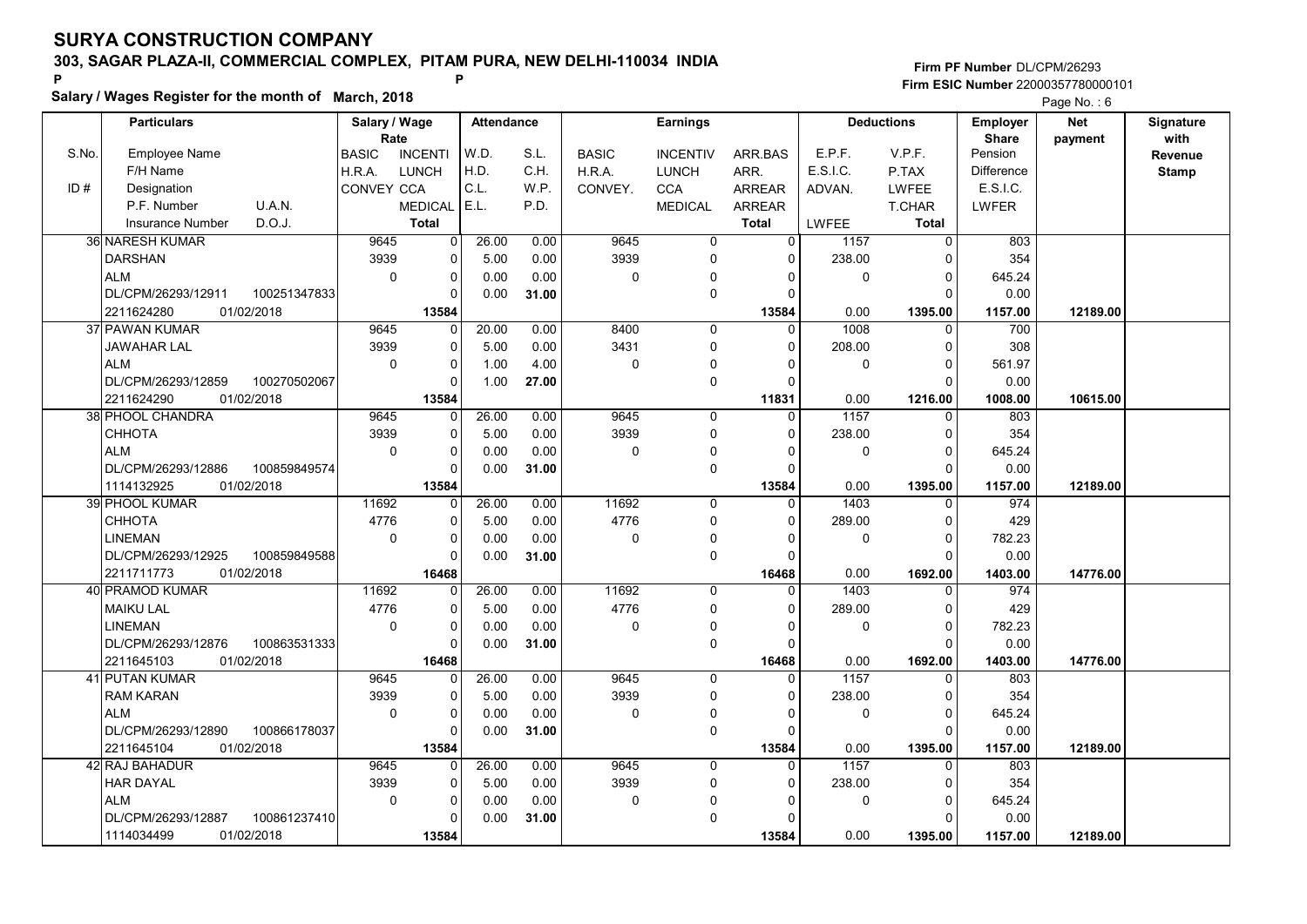# SURYA CONSTRUCTION COMPANY

## 303, SAGAR PLAZA-II, COMMERCIAL COMPLEX, PITAM PURA, NEW DELHI-110034 INDIA

P P

**Salary / Wages Register for the month of March, 2018**

Firm PF Number DL/CPM/26293
Firm ESIC Number 22000357780000101

Page No. : 6

| S.No. | Particulars: Employee Name / F/H Name / Designation / P.F. Number, U.A.N. / Insurance Number, D.O.J. | Salary / Wage Rate: BASIC / H.R.A. / CONVEY | Salary / Wage Rate: INCENTI / LUNCH / CCA / MEDICAL / Total | Attendance: W.D. / H.D. / C.L. / E.L. | Attendance: S.L. / C.H. / W.P. / P.D. | Earnings: BASIC / H.R.A. / CONVEY. | Earnings: INCENTIV / LUNCH / CCA / MEDICAL | Earnings: ARR.BAS / ARR. / ARREAR / ARREAR / Total | Deductions: E.P.F. / E.S.I.C. / ADVAN. / LWFEE | Deductions: V.P.F. / P.TAX / LWFEE / T.CHAR / Total | Employer Share: Pension / Difference / E.S.I.C. / LWFER | Net payment | Signature with Revenue Stamp |
|---|---|---|---|---|---|---|---|---|---|---|---|---|---|
| 36 | NARESH KUMAR | 9645 | 0 | 26.00 | 0.00 | 9645 | 0 | 0 | 1157 | 0 | 803 | | |
| | DARSHAN | 3939 | 0 | 5.00 | 0.00 | 3939 | 0 | 0 | 238.00 | 0 | 354 | | |
| | ALM | 0 | 0 | 0.00 | 0.00 | 0 | 0 | 0 | 0 | 0 | 645.24 | | |
| | DL/CPM/26293/12911 100251347833 | | 0 | 0.00 | 31.00 | | 0 | 0 | | 0 | 0.00 | | |
| | 2211624280 01/02/2018 | | 13584 | | | | | 13584 | 0.00 | 1395.00 | 1157.00 | 12189.00 | |
| 37 | PAWAN KUMAR | 9645 | 0 | 20.00 | 0.00 | 8400 | 0 | 0 | 1008 | 0 | 700 | | |
| | JAWAHAR LAL | 3939 | 0 | 5.00 | 0.00 | 3431 | 0 | 0 | 208.00 | 0 | 308 | | |
| | ALM | 0 | 0 | 1.00 | 4.00 | 0 | 0 | 0 | 0 | 0 | 561.97 | | |
| | DL/CPM/26293/12859 100270502067 | | 0 | 1.00 | 27.00 | | 0 | 0 | | 0 | 0.00 | | |
| | 2211624290 01/02/2018 | | 13584 | | | | | 11831 | 0.00 | 1216.00 | 1008.00 | 10615.00 | |
| 38 | PHOOL CHANDRA | 9645 | 0 | 26.00 | 0.00 | 9645 | 0 | 0 | 1157 | 0 | 803 | | |
| | CHHOTA | 3939 | 0 | 5.00 | 0.00 | 3939 | 0 | 0 | 238.00 | 0 | 354 | | |
| | ALM | 0 | 0 | 0.00 | 0.00 | 0 | 0 | 0 | 0 | 0 | 645.24 | | |
| | DL/CPM/26293/12886 100859849574 | | 0 | 0.00 | 31.00 | | 0 | 0 | | 0 | 0.00 | | |
| | 1114132925 01/02/2018 | | 13584 | | | | | 13584 | 0.00 | 1395.00 | 1157.00 | 12189.00 | |
| 39 | PHOOL KUMAR | 11692 | 0 | 26.00 | 0.00 | 11692 | 0 | 0 | 1403 | 0 | 974 | | |
| | CHHOTA | 4776 | 0 | 5.00 | 0.00 | 4776 | 0 | 0 | 289.00 | 0 | 429 | | |
| | LINEMAN | 0 | 0 | 0.00 | 0.00 | 0 | 0 | 0 | 0 | 0 | 782.23 | | |
| | DL/CPM/26293/12925 100859849588 | | 0 | 0.00 | 31.00 | | 0 | 0 | | 0 | 0.00 | | |
| | 2211711773 01/02/2018 | | 16468 | | | | | 16468 | 0.00 | 1692.00 | 1403.00 | 14776.00 | |
| 40 | PRAMOD KUMAR | 11692 | 0 | 26.00 | 0.00 | 11692 | 0 | 0 | 1403 | 0 | 974 | | |
| | MAIKU LAL | 4776 | 0 | 5.00 | 0.00 | 4776 | 0 | 0 | 289.00 | 0 | 429 | | |
| | LINEMAN | 0 | 0 | 0.00 | 0.00 | 0 | 0 | 0 | 0 | 0 | 782.23 | | |
| | DL/CPM/26293/12876 100863531333 | | 0 | 0.00 | 31.00 | | 0 | 0 | | 0 | 0.00 | | |
| | 2211645103 01/02/2018 | | 16468 | | | | | 16468 | 0.00 | 1692.00 | 1403.00 | 14776.00 | |
| 41 | PUTAN KUMAR | 9645 | 0 | 26.00 | 0.00 | 9645 | 0 | 0 | 1157 | 0 | 803 | | |
| | RAM KARAN | 3939 | 0 | 5.00 | 0.00 | 3939 | 0 | 0 | 238.00 | 0 | 354 | | |
| | ALM | 0 | 0 | 0.00 | 0.00 | 0 | 0 | 0 | 0 | 0 | 645.24 | | |
| | DL/CPM/26293/12890 100866178037 | | 0 | 0.00 | 31.00 | | 0 | 0 | | 0 | 0.00 | | |
| | 2211645104 01/02/2018 | | 13584 | | | | | 13584 | 0.00 | 1395.00 | 1157.00 | 12189.00 | |
| 42 | RAJ BAHADUR | 9645 | 0 | 26.00 | 0.00 | 9645 | 0 | 0 | 1157 | 0 | 803 | | |
| | HAR DAYAL | 3939 | 0 | 5.00 | 0.00 | 3939 | 0 | 0 | 238.00 | 0 | 354 | | |
| | ALM | 0 | 0 | 0.00 | 0.00 | 0 | 0 | 0 | 0 | 0 | 645.24 | | |
| | DL/CPM/26293/12887 100861237410 | | 0 | 0.00 | 31.00 | | 0 | 0 | | 0 | 0.00 | | |
| | 1114034499 01/02/2018 | | 13584 | | | | | 13584 | 0.00 | 1395.00 | 1157.00 | 12189.00 | |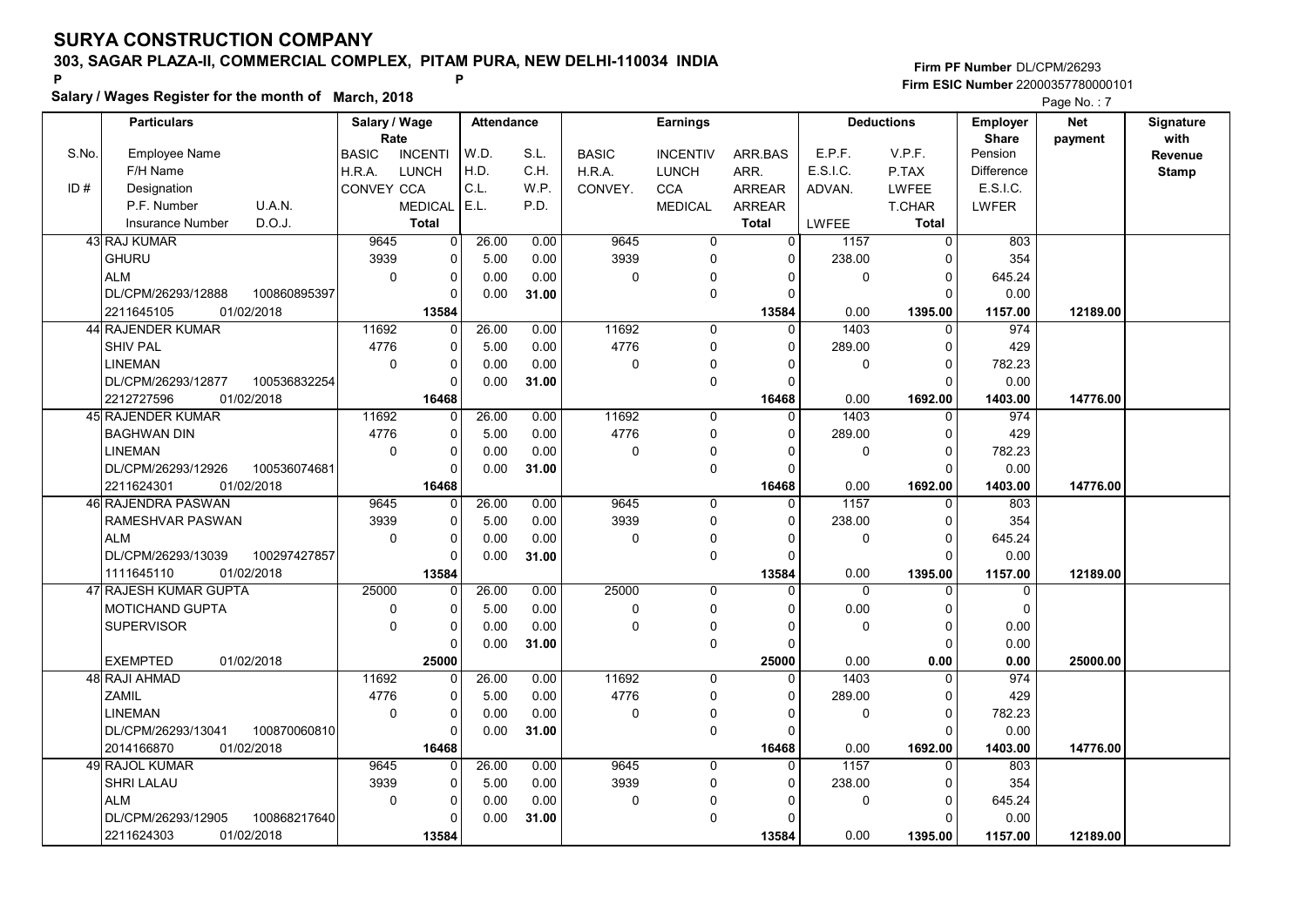# SURYA CONSTRUCTION COMPANY

## 303, SAGAR PLAZA-II, COMMERCIAL COMPLEX, PITAM PURA, NEW DELHI-110034 INDIA

**Salary / Wages Register for the month of March, 2018**

Firm PF Number DL/CPM/26293
Firm ESIC Number 22000357780000101

| S.No. / ID # | Employee Name / F/H Name / Designation / P.F. Number / U.A.N. / Insurance Number / D.O.J. | BASIC / H.R.A. / CONVEY | INCENTI / LUNCH / CCA / MEDICAL / Total | W.D. / H.D. / C.L. / E.L. | S.L. / C.H. / W.P. / P.D. | BASIC / H.R.A. / CONVEY. | INCENTIV / LUNCH / CCA / MEDICAL | ARR.BAS / ARR. / ARREAR / ARREAR / Total | E.P.F. / E.S.I.C. / ADVAN. / LWFEE | V.P.F. / P.TAX / LWFEE / T.CHAR / Total | Employer Share Pension / Difference / E.S.I.C. / LWFER | Net payment | Signature with Revenue Stamp |
|---|---|---|---|---|---|---|---|---|---|---|---|---|---|
| 43 | RAJ KUMAR | 9645 | 0 | 26.00 | 0.00 | 9645 | 0 | 0 | 1157 | 0 | 803 | | |
| | GHURU | 3939 | 0 | 5.00 | 0.00 | 3939 | 0 | 0 | 238.00 | 0 | 354 | | |
| | ALM | 0 | 0 | 0.00 | 0.00 | 0 | 0 | 0 | 0 | 0 | 645.24 | | |
| | DL/CPM/26293/12888 100860895397 | | 0 | 0.00 | 31.00 | | 0 | 0 | | 0 | 0.00 | | |
| | 2211645105 01/02/2018 | | 13584 | | | | | 13584 | 0.00 | 1395.00 | 1157.00 | 12189.00 | |
| 44 | RAJENDER KUMAR | 11692 | 0 | 26.00 | 0.00 | 11692 | 0 | 0 | 1403 | 0 | 974 | | |
| | SHIV PAL | 4776 | 0 | 5.00 | 0.00 | 4776 | 0 | 0 | 289.00 | 0 | 429 | | |
| | LINEMAN | 0 | 0 | 0.00 | 0.00 | 0 | 0 | 0 | 0 | 0 | 782.23 | | |
| | DL/CPM/26293/12877 100536832254 | | 0 | 0.00 | 31.00 | | 0 | 0 | | 0 | 0.00 | | |
| | 2212727596 01/02/2018 | | 16468 | | | | | 16468 | 0.00 | 1692.00 | 1403.00 | 14776.00 | |
| 45 | RAJENDER KUMAR | 11692 | 0 | 26.00 | 0.00 | 11692 | 0 | 0 | 1403 | 0 | 974 | | |
| | BAGHWAN DIN | 4776 | 0 | 5.00 | 0.00 | 4776 | 0 | 0 | 289.00 | 0 | 429 | | |
| | LINEMAN | 0 | 0 | 0.00 | 0.00 | 0 | 0 | 0 | 0 | 0 | 782.23 | | |
| | DL/CPM/26293/12926 100536074681 | | 0 | 0.00 | 31.00 | | 0 | 0 | | 0 | 0.00 | | |
| | 2211624301 01/02/2018 | | 16468 | | | | | 16468 | 0.00 | 1692.00 | 1403.00 | 14776.00 | |
| 46 | RAJENDRA PASWAN | 9645 | 0 | 26.00 | 0.00 | 9645 | 0 | 0 | 1157 | 0 | 803 | | |
| | RAMESHVAR PASWAN | 3939 | 0 | 5.00 | 0.00 | 3939 | 0 | 0 | 238.00 | 0 | 354 | | |
| | ALM | 0 | 0 | 0.00 | 0.00 | 0 | 0 | 0 | 0 | 0 | 645.24 | | |
| | DL/CPM/26293/13039 100297427857 | | 0 | 0.00 | 31.00 | | 0 | 0 | | 0 | 0.00 | | |
| | 1111645110 01/02/2018 | | 13584 | | | | | 13584 | 0.00 | 1395.00 | 1157.00 | 12189.00 | |
| 47 | RAJESH KUMAR GUPTA | 25000 | 0 | 26.00 | 0.00 | 25000 | 0 | 0 | 0 | 0 | 0 | | |
| | MOTICHAND GUPTA | 0 | 0 | 5.00 | 0.00 | 0 | 0 | 0 | 0.00 | 0 | 0 | | |
| | SUPERVISOR | 0 | 0 | 0.00 | 0.00 | 0 | 0 | 0 | 0 | 0 | 0.00 | | |
| | | | 0 | 0.00 | 31.00 | | 0 | 0 | | 0 | 0.00 | | |
| | EXEMPTED 01/02/2018 | | 25000 | | | | | 25000 | 0.00 | 0.00 | 0.00 | 25000.00 | |
| 48 | RAJI AHMAD | 11692 | 0 | 26.00 | 0.00 | 11692 | 0 | 0 | 1403 | 0 | 974 | | |
| | ZAMIL | 4776 | 0 | 5.00 | 0.00 | 4776 | 0 | 0 | 289.00 | 0 | 429 | | |
| | LINEMAN | 0 | 0 | 0.00 | 0.00 | 0 | 0 | 0 | 0 | 0 | 782.23 | | |
| | DL/CPM/26293/13041 100870060810 | | 0 | 0.00 | 31.00 | | 0 | 0 | | 0 | 0.00 | | |
| | 2014166870 01/02/2018 | | 16468 | | | | | 16468 | 0.00 | 1692.00 | 1403.00 | 14776.00 | |
| 49 | RAJOL KUMAR | 9645 | 0 | 26.00 | 0.00 | 9645 | 0 | 0 | 1157 | 0 | 803 | | |
| | SHRI LALAU | 3939 | 0 | 5.00 | 0.00 | 3939 | 0 | 0 | 238.00 | 0 | 354 | | |
| | ALM | 0 | 0 | 0.00 | 0.00 | 0 | 0 | 0 | 0 | 0 | 645.24 | | |
| | DL/CPM/26293/12905 100868217640 | | 0 | 0.00 | 31.00 | | 0 | 0 | | 0 | 0.00 | | |
| | 2211624303 01/02/2018 | | 13584 | | | | | 13584 | 0.00 | 1395.00 | 1157.00 | 12189.00 | |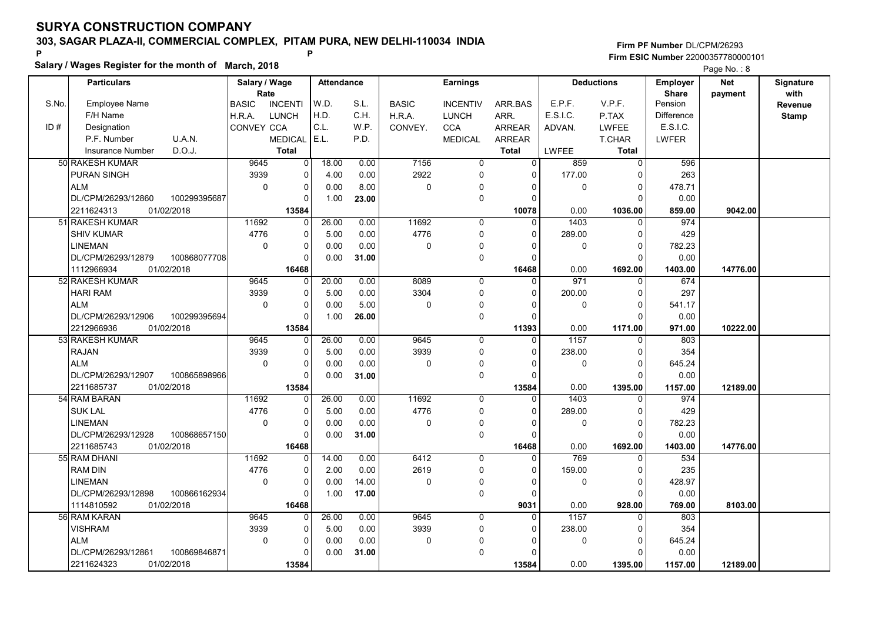# SURYA CONSTRUCTION COMPANY

## 303, SAGAR PLAZA-II, COMMERCIAL COMPLEX, PITAM PURA, NEW DELHI-110034 INDIA

**Salary / Wages Register for the month of March, 2018**

Firm PF Number DL/CPM/26293
Firm ESIC Number 22000357780000101

| S.No. | Particulars: Employee Name / F/H Name / Designation / P.F. Number, U.A.N. / Insurance Number, D.O.J. | Salary / Wage Rate: BASIC / H.R.A. / CONVEY / | Salary / Wage Rate: INCENTI / LUNCH / CCA / MEDICAL / Total | Attendance: W.D. / H.D. / C.L. / E.L. | Attendance: S.L. / C.H. / W.P. / P.D. | Earnings: BASIC / H.R.A. / CONVEY. | Earnings: INCENTIV / LUNCH / CCA / MEDICAL | Earnings: ARR.BAS / ARR. / ARREAR / ARREAR / Total | Deductions: E.P.F. / E.S.I.C. / ADVAN. / / LWFEE | Deductions: V.P.F. / P.TAX / LWFEE / T.CHAR / Total | Employer Share: Pension / Difference / E.S.I.C. / LWFER | Net payment | Signature with Revenue Stamp |
|---|---|---|---|---|---|---|---|---|---|---|---|---|---|
| 50 | RAKESH KUMAR | 9645 | 0 | 18.00 | 0.00 | 7156 | 0 | 0 | 859 | 0 | 596 | | |
| | PURAN SINGH | 3939 | 0 | 4.00 | 0.00 | 2922 | 0 | 0 | 177.00 | 0 | 263 | | |
| | ALM | 0 | 0 | 0.00 | 8.00 | 0 | 0 | 0 | 0 | 0 | 478.71 | | |
| | DL/CPM/26293/12860 100299395687 | | 0 | 1.00 | 23.00 | | 0 | 0 | | 0 | 0.00 | | |
| | 2211624313 01/02/2018 | | 13584 | | | | | 10078 | 0.00 | 1036.00 | 859.00 | 9042.00 | |
| 51 | RAKESH KUMAR | 11692 | 0 | 26.00 | 0.00 | 11692 | 0 | 0 | 1403 | 0 | 974 | | |
| | SHIV KUMAR | 4776 | 0 | 5.00 | 0.00 | 4776 | 0 | 0 | 289.00 | 0 | 429 | | |
| | LINEMAN | 0 | 0 | 0.00 | 0.00 | 0 | 0 | 0 | 0 | 0 | 782.23 | | |
| | DL/CPM/26293/12879 100868077708 | | 0 | 0.00 | 31.00 | | 0 | 0 | | 0 | 0.00 | | |
| | 1112966934 01/02/2018 | | 16468 | | | | | 16468 | 0.00 | 1692.00 | 1403.00 | 14776.00 | |
| 52 | RAKESH KUMAR | 9645 | 0 | 20.00 | 0.00 | 8089 | 0 | 0 | 971 | 0 | 674 | | |
| | HARI RAM | 3939 | 0 | 5.00 | 0.00 | 3304 | 0 | 0 | 200.00 | 0 | 297 | | |
| | ALM | 0 | 0 | 0.00 | 5.00 | 0 | 0 | 0 | 0 | 0 | 541.17 | | |
| | DL/CPM/26293/12906 100299395694 | | 0 | 1.00 | 26.00 | | 0 | 0 | | 0 | 0.00 | | |
| | 2212966936 01/02/2018 | | 13584 | | | | | 11393 | 0.00 | 1171.00 | 971.00 | 10222.00 | |
| 53 | RAKESH KUMAR | 9645 | 0 | 26.00 | 0.00 | 9645 | 0 | 0 | 1157 | 0 | 803 | | |
| | RAJAN | 3939 | 0 | 5.00 | 0.00 | 3939 | 0 | 0 | 238.00 | 0 | 354 | | |
| | ALM | 0 | 0 | 0.00 | 0.00 | 0 | 0 | 0 | 0 | 0 | 645.24 | | |
| | DL/CPM/26293/12907 100865898966 | | 0 | 0.00 | 31.00 | | 0 | 0 | | 0 | 0.00 | | |
| | 2211685737 01/02/2018 | | 13584 | | | | | 13584 | 0.00 | 1395.00 | 1157.00 | 12189.00 | |
| 54 | RAM BARAN | 11692 | 0 | 26.00 | 0.00 | 11692 | 0 | 0 | 1403 | 0 | 974 | | |
| | SUK LAL | 4776 | 0 | 5.00 | 0.00 | 4776 | 0 | 0 | 289.00 | 0 | 429 | | |
| | LINEMAN | 0 | 0 | 0.00 | 0.00 | 0 | 0 | 0 | 0 | 0 | 782.23 | | |
| | DL/CPM/26293/12928 100868657150 | | 0 | 0.00 | 31.00 | | 0 | 0 | | 0 | 0.00 | | |
| | 2211685743 01/02/2018 | | 16468 | | | | | 16468 | 0.00 | 1692.00 | 1403.00 | 14776.00 | |
| 55 | RAM DHANI | 11692 | 0 | 14.00 | 0.00 | 6412 | 0 | 0 | 769 | 0 | 534 | | |
| | RAM DIN | 4776 | 0 | 2.00 | 0.00 | 2619 | 0 | 0 | 159.00 | 0 | 235 | | |
| | LINEMAN | 0 | 0 | 0.00 | 14.00 | 0 | 0 | 0 | 0 | 0 | 428.97 | | |
| | DL/CPM/26293/12898 100866162934 | | 0 | 1.00 | 17.00 | | 0 | 0 | | 0 | 0.00 | | |
| | 1114810592 01/02/2018 | | 16468 | | | | | 9031 | 0.00 | 928.00 | 769.00 | 8103.00 | |
| 56 | RAM KARAN | 9645 | 0 | 26.00 | 0.00 | 9645 | 0 | 0 | 1157 | 0 | 803 | | |
| | VISHRAM | 3939 | 0 | 5.00 | 0.00 | 3939 | 0 | 0 | 238.00 | 0 | 354 | | |
| | ALM | 0 | 0 | 0.00 | 0.00 | 0 | 0 | 0 | 0 | 0 | 645.24 | | |
| | DL/CPM/26293/12861 100869846871 | | 0 | 0.00 | 31.00 | | 0 | 0 | | 0 | 0.00 | | |
| | 2211624323 01/02/2018 | | 13584 | | | | | 13584 | 0.00 | 1395.00 | 1157.00 | 12189.00 | |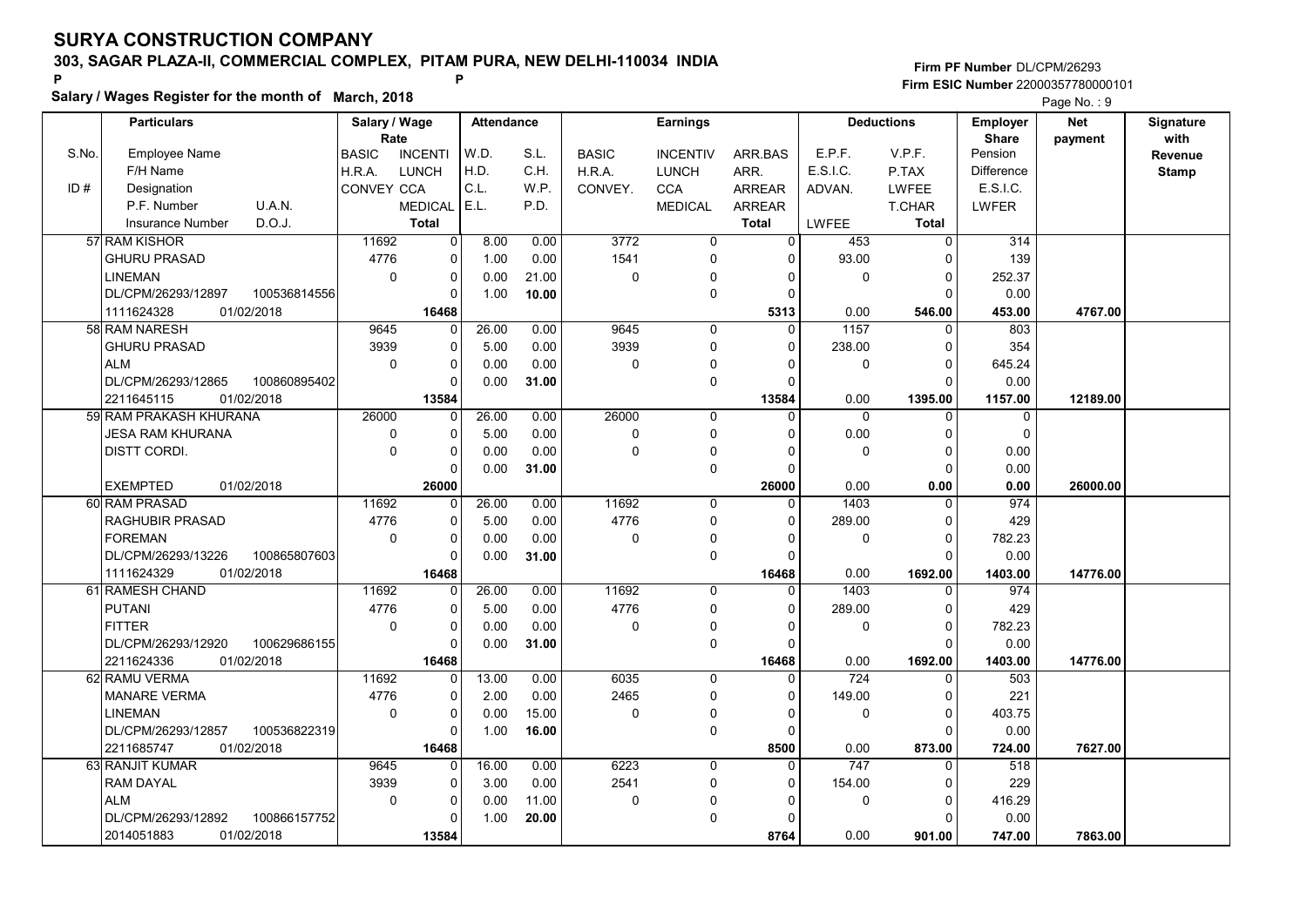# SURYA CONSTRUCTION COMPANY

## 303, SAGAR PLAZA-II, COMMERCIAL COMPLEX, PITAM PURA, NEW DELHI-110034 INDIA

P P

**Salary / Wages Register for the month of March, 2018**

Firm PF Number DL/CPM/26293
Firm ESIC Number 22000357780000101

| S.No. | Particulars: Employee Name / F/H Name / Designation / P.F. Number, U.A.N. / Insurance Number, D.O.J. | Salary / Wage Rate: BASIC / H.R.A. / CONVEY | INCENTI / LUNCH / CCA / MEDICAL / Total | Attendance: W.D. / H.D. / C.L. / E.L. | S.L. / C.H. / W.P. / P.D. | Earnings: BASIC / H.R.A. / CONVEY. | INCENTIV / LUNCH / CCA / MEDICAL | ARR.BAS / ARR. / ARREAR / ARREAR / Total | Deductions: E.P.F. / E.S.I.C. / ADVAN. / LWFEE | V.P.F. / P.TAX / LWFEE / T.CHAR / Total | Employer Share: Pension / Difference / E.S.I.C. / LWFER | Net payment | Signature with Revenue Stamp |
|---|---|---|---|---|---|---|---|---|---|---|---|---|---|
| 57 | RAM KISHOR / GHURU PRASAD / LINEMAN / DL/CPM/26293/12897, 100536814556 / 1111624328, 01/02/2018 | 11692 / 4776 / 0 | 0 / 0 / 0 / 0 / 16468 | 8.00 / 1.00 / 0.00 / 1.00 | 0.00 / 0.00 / 21.00 / 10.00 | 3772 / 1541 / 0 | 0 / 0 / 0 / 0 | 0 / 0 / 0 / 0 / 5313 | 453 / 93.00 / 0 / 0.00 | 0 / 0 / 0 / 0 / 546.00 | 314 / 139 / 252.37 / 0.00 / 453.00 | 4767.00 | |
| 58 | RAM NARESH / GHURU PRASAD / ALM / DL/CPM/26293/12865, 100860895402 / 2211645115, 01/02/2018 | 9645 / 3939 / 0 | 0 / 0 / 0 / 0 / 13584 | 26.00 / 5.00 / 0.00 / 0.00 | 0.00 / 0.00 / 0.00 / 31.00 | 9645 / 3939 / 0 | 0 / 0 / 0 / 0 | 0 / 0 / 0 / 0 / 13584 | 1157 / 238.00 / 0 / 0.00 | 0 / 0 / 0 / 0 / 1395.00 | 803 / 354 / 645.24 / 0.00 / 1157.00 | 12189.00 | |
| 59 | RAM PRAKASH KHURANA / JESA RAM KHURANA / DISTT CORDI. / / EXEMPTED, 01/02/2018 | 26000 / 0 / 0 | 0 / 0 / 0 / 0 / 26000 | 26.00 / 5.00 / 0.00 / 0.00 | 0.00 / 0.00 / 0.00 / 31.00 | 26000 / 0 / 0 | 0 / 0 / 0 / 0 | 0 / 0 / 0 / 0 / 26000 | 0 / 0.00 / 0 / 0.00 | 0 / 0 / 0 / 0 / 0.00 | 0 / 0 / 0.00 / 0.00 / 0.00 | 26000.00 | |
| 60 | RAM PRASAD / RAGHUBIR PRASAD / FOREMAN / DL/CPM/26293/13226, 100865807603 / 1111624329, 01/02/2018 | 11692 / 4776 / 0 | 0 / 0 / 0 / 0 / 16468 | 26.00 / 5.00 / 0.00 / 0.00 | 0.00 / 0.00 / 0.00 / 31.00 | 11692 / 4776 / 0 | 0 / 0 / 0 / 0 | 0 / 0 / 0 / 0 / 16468 | 1403 / 289.00 / 0 / 0.00 | 0 / 0 / 0 / 0 / 1692.00 | 974 / 429 / 782.23 / 0.00 / 1403.00 | 14776.00 | |
| 61 | RAMESH CHAND / PUTANI / FITTER / DL/CPM/26293/12920, 100629686155 / 2211624336, 01/02/2018 | 11692 / 4776 / 0 | 0 / 0 / 0 / 0 / 16468 | 26.00 / 5.00 / 0.00 / 0.00 | 0.00 / 0.00 / 0.00 / 31.00 | 11692 / 4776 / 0 | 0 / 0 / 0 / 0 | 0 / 0 / 0 / 0 / 16468 | 1403 / 289.00 / 0 / 0.00 | 0 / 0 / 0 / 0 / 1692.00 | 974 / 429 / 782.23 / 0.00 / 1403.00 | 14776.00 | |
| 62 | RAMU VERMA / MANARE VERMA / LINEMAN / DL/CPM/26293/12857, 100536822319 / 2211685747, 01/02/2018 | 11692 / 4776 / 0 | 0 / 0 / 0 / 0 / 16468 | 13.00 / 2.00 / 0.00 / 1.00 | 0.00 / 0.00 / 15.00 / 16.00 | 6035 / 2465 / 0 | 0 / 0 / 0 / 0 | 0 / 0 / 0 / 0 / 8500 | 724 / 149.00 / 0 / 0.00 | 0 / 0 / 0 / 0 / 873.00 | 503 / 221 / 403.75 / 0.00 / 724.00 | 7627.00 | |
| 63 | RANJIT KUMAR / RAM DAYAL / ALM / DL/CPM/26293/12892, 100866157752 / 2014051883, 01/02/2018 | 9645 / 3939 / 0 | 0 / 0 / 0 / 0 / 13584 | 16.00 / 3.00 / 0.00 / 1.00 | 0.00 / 0.00 / 11.00 / 20.00 | 6223 / 2541 / 0 | 0 / 0 / 0 / 0 | 0 / 0 / 0 / 0 / 8764 | 747 / 154.00 / 0 / 0.00 | 0 / 0 / 0 / 0 / 901.00 | 518 / 229 / 416.29 / 0.00 / 747.00 | 7863.00 | |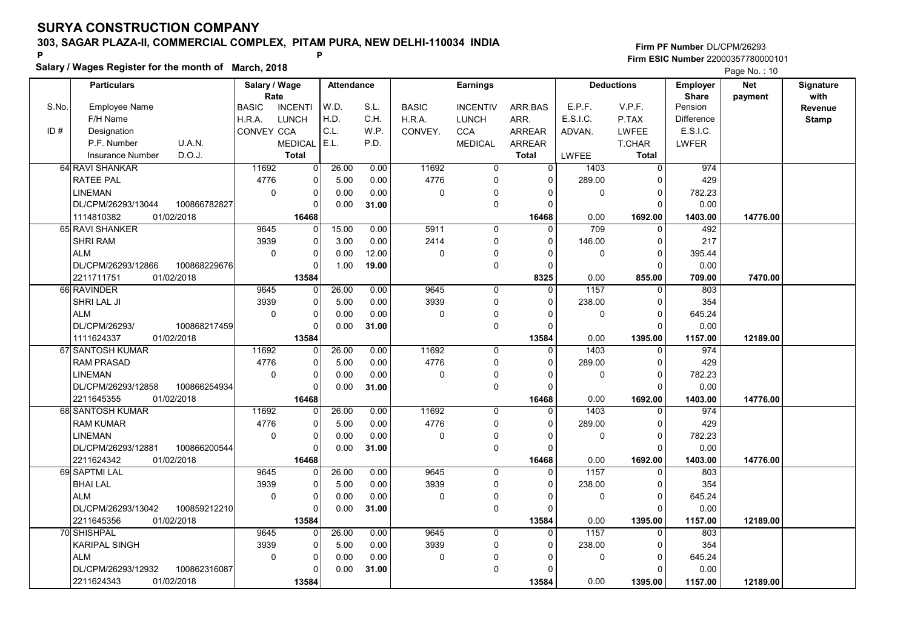# SURYA CONSTRUCTION COMPANY

**303, SAGAR PLAZA-II, COMMERCIAL COMPLEX, PITAM PURA, NEW DELHI-110034 INDIA**

P P

**Salary / Wages Register for the month of March, 2018**

**Firm PF Number** DL/CPM/26293
**Firm ESIC Number** 22000357780000101

Page No. : 10

| S.No. | Particulars: Employee Name / F/H Name / ID # Designation / P.F. Number, U.A.N. / Insurance Number, D.O.J. | Salary / Wage Rate: BASIC, INCENTI / H.R.A., LUNCH / CONVEY CCA / MEDICAL / Total | Attendance: W.D., S.L. / H.D., C.H. / C.L., W.P. / E.L., P.D. | Earnings: BASIC, INCENTIV, ARR.BAS / H.R.A., LUNCH, ARR. / CONVEY., CCA, ARREAR / MEDICAL, ARREAR / Total | Deductions: E.P.F., V.P.F. / E.S.I.C., P.TAX / ADVAN., LWFEE / T.CHAR / LWFEE, Total | Employer Share: Pension / Difference / E.S.I.C. / LWFER | Net payment | Signature with Revenue Stamp |
|---|---|---|---|---|---|---|---|---|
| 64 | RAVI SHANKAR / RATEE PAL / LINEMAN / DL/CPM/26293/13044, 100866782827 / 1114810382, 01/02/2018 | 11692, 0 / 4776, 0 / 0, 0 / 0 / 16468 | 26.00, 0.00 / 5.00, 0.00 / 0.00, 0.00 / 0.00, 31.00 | 11692, 0, 0 / 4776, 0, 0 / 0, 0, 0 / 0, 0 / 16468 | 1403, 0 / 289.00, 0 / 0, 0 / 0 / 0.00, 1692.00 | 974 / 429 / 782.23 / 0.00 / 1403.00 | 14776.00 | |
| 65 | RAVI SHANKER / SHRI RAM / ALM / DL/CPM/26293/12866, 100868229676 / 2211711751, 01/02/2018 | 9645, 0 / 3939, 0 / 0, 0 / 0 / 13584 | 15.00, 0.00 / 3.00, 0.00 / 0.00, 12.00 / 1.00, 19.00 | 5911, 0, 0 / 2414, 0, 0 / 0, 0, 0 / 0, 0 / 8325 | 709, 0 / 146.00, 0 / 0, 0 / 0 / 0.00, 855.00 | 492 / 217 / 395.44 / 0.00 / 709.00 | 7470.00 | |
| 66 | RAVINDER / SHRI LAL JI / ALM / DL/CPM/26293/, 100868217459 / 1111624337, 01/02/2018 | 9645, 0 / 3939, 0 / 0, 0 / 0 / 13584 | 26.00, 0.00 / 5.00, 0.00 / 0.00, 0.00 / 0.00, 31.00 | 9645, 0, 0 / 3939, 0, 0 / 0, 0, 0 / 0, 0 / 13584 | 1157, 0 / 238.00, 0 / 0, 0 / 0 / 0.00, 1395.00 | 803 / 354 / 645.24 / 0.00 / 1157.00 | 12189.00 | |
| 67 | SANTOSH KUMAR / RAM PRASAD / LINEMAN / DL/CPM/26293/12858, 100866254934 / 2211645355, 01/02/2018 | 11692, 0 / 4776, 0 / 0, 0 / 0 / 16468 | 26.00, 0.00 / 5.00, 0.00 / 0.00, 0.00 / 0.00, 31.00 | 11692, 0, 0 / 4776, 0, 0 / 0, 0, 0 / 0, 0 / 16468 | 1403, 0 / 289.00, 0 / 0, 0 / 0 / 0.00, 1692.00 | 974 / 429 / 782.23 / 0.00 / 1403.00 | 14776.00 | |
| 68 | SANTOSH KUMAR / RAM KUMAR / LINEMAN / DL/CPM/26293/12881, 100866200544 / 2211624342, 01/02/2018 | 11692, 0 / 4776, 0 / 0, 0 / 0 / 16468 | 26.00, 0.00 / 5.00, 0.00 / 0.00, 0.00 / 0.00, 31.00 | 11692, 0, 0 / 4776, 0, 0 / 0, 0, 0 / 0, 0 / 16468 | 1403, 0 / 289.00, 0 / 0, 0 / 0 / 0.00, 1692.00 | 974 / 429 / 782.23 / 0.00 / 1403.00 | 14776.00 | |
| 69 | SAPTMI LAL / BHAI LAL / ALM / DL/CPM/26293/13042, 100859212210 / 2211645356, 01/02/2018 | 9645, 0 / 3939, 0 / 0, 0 / 0 / 13584 | 26.00, 0.00 / 5.00, 0.00 / 0.00, 0.00 / 0.00, 31.00 | 9645, 0, 0 / 3939, 0, 0 / 0, 0, 0 / 0, 0 / 13584 | 1157, 0 / 238.00, 0 / 0, 0 / 0 / 0.00, 1395.00 | 803 / 354 / 645.24 / 0.00 / 1157.00 | 12189.00 | |
| 70 | SHISHPAL / KARIPAL SINGH / ALM / DL/CPM/26293/12932, 100862316087 / 2211624343, 01/02/2018 | 9645, 0 / 3939, 0 / 0, 0 / 0 / 13584 | 26.00, 0.00 / 5.00, 0.00 / 0.00, 0.00 / 0.00, 31.00 | 9645, 0, 0 / 3939, 0, 0 / 0, 0, 0 / 0, 0 / 13584 | 1157, 0 / 238.00, 0 / 0, 0 / 0 / 0.00, 1395.00 | 803 / 354 / 645.24 / 0.00 / 1157.00 | 12189.00 | |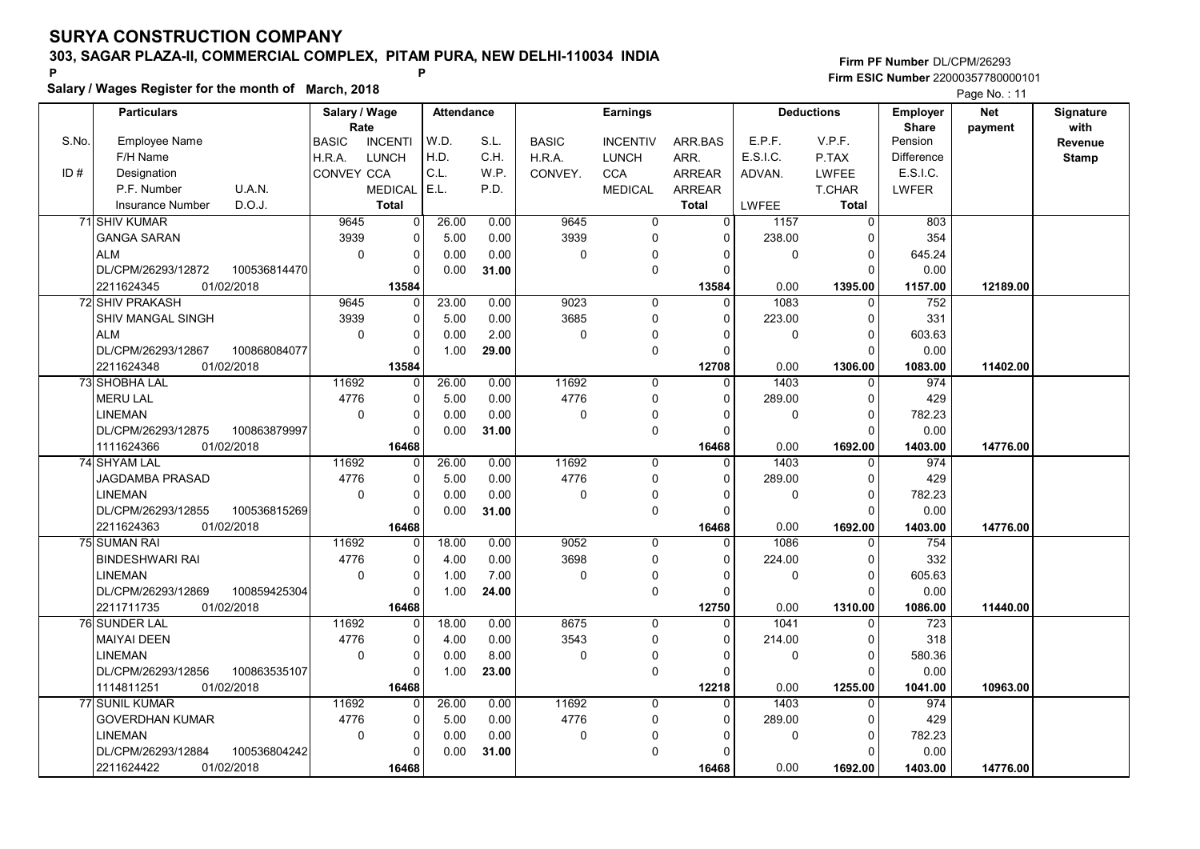# SURYA CONSTRUCTION COMPANY

## 303, SAGAR PLAZA-II, COMMERCIAL COMPLEX, PITAM PURA, NEW DELHI-110034 INDIA

**Firm PF Number** DL/CPM/26293

**Firm ESIC Number** 22000357780000101

**Salary / Wages Register for the month of March, 2018**

Page No. : 11

| S.No. / ID # | Particulars: Employee Name / F/H Name / Designation / P.F. Number, U.A.N. / Insurance Number, D.O.J. | Salary / Wage Rate: BASIC / H.R.A. / CONVEY | Salary / Wage Rate: INCENTI / LUNCH / CCA / MEDICAL / Total | Attendance: W.D. / H.D. / C.L. / E.L. | Attendance: S.L. / C.H. / W.P. / P.D. | Earnings: BASIC / H.R.A. / CONVEY. | Earnings: INCENTIV / LUNCH / CCA / MEDICAL | Earnings: ARR.BAS / ARR. / ARREAR / ARREAR / Total | Deductions: E.P.F. / E.S.I.C. / ADVAN. / LWFEE | Deductions: V.P.F. / P.TAX / LWFEE / T.CHAR / Total | Employer Share: Pension / Difference / E.S.I.C. / LWFER | Net payment | Signature with Revenue Stamp |
|---|---|---|---|---|---|---|---|---|---|---|---|---|---|
| 71 | SHIV KUMAR / GANGA SARAN / ALM / DL/CPM/26293/12872, 100536814470 / 2211624345, 01/02/2018 | 9645 / 3939 / 0 | 0 / 0 / 0 / 0 / **13584** | 26.00 / 5.00 / 0.00 / 0.00 | 0.00 / 0.00 / 0.00 / **31.00** | 9645 / 3939 / 0 | 0 / 0 / 0 / 0 | 0 / 0 / 0 / 0 / **13584** | 1157 / 238.00 / 0 / 0.00 | 0 / 0 / 0 / 0 / **1395.00** | 803 / 354 / 645.24 / 0.00 / **1157.00** | **12189.00** | |
| 72 | SHIV PRAKASH / SHIV MANGAL SINGH / ALM / DL/CPM/26293/12867, 100868084077 / 2211624348, 01/02/2018 | 9645 / 3939 / 0 | 0 / 0 / 0 / 0 / **13584** | 23.00 / 5.00 / 0.00 / 1.00 | 0.00 / 0.00 / 2.00 / **29.00** | 9023 / 3685 / 0 | 0 / 0 / 0 / 0 | 0 / 0 / 0 / 0 / **12708** | 1083 / 223.00 / 0 / 0.00 | 0 / 0 / 0 / 0 / **1306.00** | 752 / 331 / 603.63 / 0.00 / **1083.00** | **11402.00** | |
| 73 | SHOBHA LAL / MERU LAL / LINEMAN / DL/CPM/26293/12875, 100863879997 / 1111624366, 01/02/2018 | 11692 / 4776 / 0 | 0 / 0 / 0 / 0 / **16468** | 26.00 / 5.00 / 0.00 / 0.00 | 0.00 / 0.00 / 0.00 / **31.00** | 11692 / 4776 / 0 | 0 / 0 / 0 / 0 | 0 / 0 / 0 / 0 / **16468** | 1403 / 289.00 / 0 / 0.00 | 0 / 0 / 0 / 0 / **1692.00** | 974 / 429 / 782.23 / 0.00 / **1403.00** | **14776.00** | |
| 74 | SHYAM LAL / JAGDAMBA PRASAD / LINEMAN / DL/CPM/26293/12855, 100536815269 / 2211624363, 01/02/2018 | 11692 / 4776 / 0 | 0 / 0 / 0 / 0 / **16468** | 26.00 / 5.00 / 0.00 / 0.00 | 0.00 / 0.00 / 0.00 / **31.00** | 11692 / 4776 / 0 | 0 / 0 / 0 / 0 | 0 / 0 / 0 / 0 / **16468** | 1403 / 289.00 / 0 / 0.00 | 0 / 0 / 0 / 0 / **1692.00** | 974 / 429 / 782.23 / 0.00 / **1403.00** | **14776.00** | |
| 75 | SUMAN RAI / BINDESHWARI RAI / LINEMAN / DL/CPM/26293/12869, 100859425304 / 2211711735, 01/02/2018 | 11692 / 4776 / 0 | 0 / 0 / 0 / 0 / **16468** | 18.00 / 4.00 / 1.00 / 1.00 | 0.00 / 0.00 / 7.00 / **24.00** | 9052 / 3698 / 0 | 0 / 0 / 0 / 0 | 0 / 0 / 0 / 0 / **12750** | 1086 / 224.00 / 0 / 0.00 | 0 / 0 / 0 / 0 / **1310.00** | 754 / 332 / 605.63 / 0.00 / **1086.00** | **11440.00** | |
| 76 | SUNDER LAL / MAIYAI DEEN / LINEMAN / DL/CPM/26293/12856, 100863535107 / 1114811251, 01/02/2018 | 11692 / 4776 / 0 | 0 / 0 / 0 / 0 / **16468** | 18.00 / 4.00 / 0.00 / 1.00 | 0.00 / 0.00 / 8.00 / **23.00** | 8675 / 3543 / 0 | 0 / 0 / 0 / 0 | 0 / 0 / 0 / 0 / **12218** | 1041 / 214.00 / 0 / 0.00 | 0 / 0 / 0 / 0 / **1255.00** | 723 / 318 / 580.36 / 0.00 / **1041.00** | **10963.00** | |
| 77 | SUNIL KUMAR / GOVERDHAN KUMAR / LINEMAN / DL/CPM/26293/12884, 100536804242 / 2211624422, 01/02/2018 | 11692 / 4776 / 0 | 0 / 0 / 0 / 0 / **16468** | 26.00 / 5.00 / 0.00 / 0.00 | 0.00 / 0.00 / 0.00 / **31.00** | 11692 / 4776 / 0 | 0 / 0 / 0 / 0 | 0 / 0 / 0 / 0 / **16468** | 1403 / 289.00 / 0 / 0.00 | 0 / 0 / 0 / 0 / **1692.00** | 974 / 429 / 782.23 / 0.00 / **1403.00** | **14776.00** | |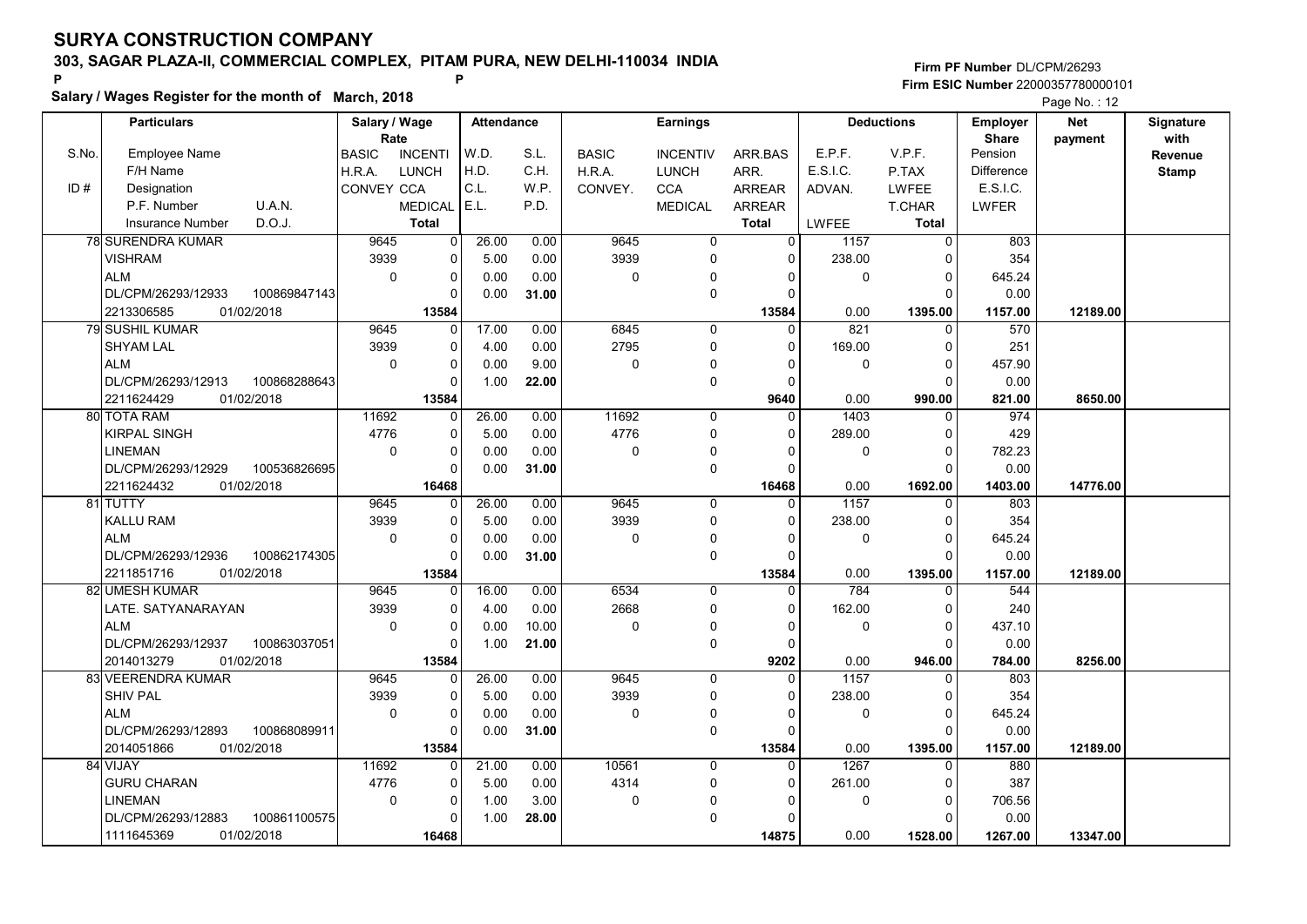# SURYA CONSTRUCTION COMPANY

## 303, SAGAR PLAZA-II, COMMERCIAL COMPLEX, PITAM PURA, NEW DELHI-110034 INDIA

P P

**Salary / Wages Register for the month of March, 2018**

Firm PF Number DL/CPM/26293
Firm ESIC Number 22000357780000101

Page No. : 12

| S.No. / ID # | Particulars (Employee Name / F/H Name / Designation / P.F. Number, U.A.N. / Insurance Number, D.O.J.) | Salary / Wage Rate (BASIC / H.R.A. / CONVEY) | Salary / Wage Rate (INCENTI / LUNCH / CCA / MEDICAL / Total) | Attendance (W.D. / H.D. / C.L. / E.L.) | Attendance (S.L. / C.H. / W.P. / P.D.) | Earnings (BASIC / H.R.A. / CONVEY.) | Earnings (INCENTIV / LUNCH / CCA / MEDICAL) | Earnings (ARR.BAS / ARR. / ARREAR / ARREAR / Total) | Deductions (E.P.F. / E.S.I.C. / ADVAN. / LWFEE) | Deductions (V.P.F. / P.TAX / LWFEE / T.CHAR / Total) | Employer Share (Pension / Difference / E.S.I.C. / LWFER) | Net payment | Signature with Revenue Stamp |
|---|---|---|---|---|---|---|---|---|---|---|---|---|---|
| 78 | SURENDRA KUMAR / VISHRAM / ALM / DL/CPM/26293/12933 100869847143 / 2213306585 01/02/2018 | 9645 / 3939 / 0 | 0 / 0 / 0 / 0 / 13584 | 26.00 / 5.00 / 0.00 / 0.00 | 0.00 / 0.00 / 0.00 / 31.00 | 9645 / 3939 / 0 | 0 / 0 / 0 / 0 | 0 / 0 / 0 / 0 / 13584 | 1157 / 238.00 / 0 / 0.00 | 0 / 0 / 0 / 0 / 1395.00 | 803 / 354 / 645.24 / 0.00 / 1157.00 | 12189.00 | |
| 79 | SUSHIL KUMAR / SHYAM LAL / ALM / DL/CPM/26293/12913 100868288643 / 2211624429 01/02/2018 | 9645 / 3939 / 0 | 0 / 0 / 0 / 0 / 13584 | 17.00 / 4.00 / 0.00 / 1.00 | 0.00 / 0.00 / 9.00 / 22.00 | 6845 / 2795 / 0 | 0 / 0 / 0 / 0 | 0 / 0 / 0 / 0 / 9640 | 821 / 169.00 / 0 / 0.00 | 0 / 0 / 0 / 0 / 990.00 | 570 / 251 / 457.90 / 0.00 / 821.00 | 8650.00 | |
| 80 | TOTA RAM / KIRPAL SINGH / LINEMAN / DL/CPM/26293/12929 100536826695 / 2211624432 01/02/2018 | 11692 / 4776 / 0 | 0 / 0 / 0 / 0 / 16468 | 26.00 / 5.00 / 0.00 / 0.00 | 0.00 / 0.00 / 0.00 / 31.00 | 11692 / 4776 / 0 | 0 / 0 / 0 / 0 | 0 / 0 / 0 / 0 / 16468 | 1403 / 289.00 / 0 / 0.00 | 0 / 0 / 0 / 0 / 1692.00 | 974 / 429 / 782.23 / 0.00 / 1403.00 | 14776.00 | |
| 81 | TUTTY / KALLU RAM / ALM / DL/CPM/26293/12936 100862174305 / 2211851716 01/02/2018 | 9645 / 3939 / 0 | 0 / 0 / 0 / 0 / 13584 | 26.00 / 5.00 / 0.00 / 0.00 | 0.00 / 0.00 / 0.00 / 31.00 | 9645 / 3939 / 0 | 0 / 0 / 0 / 0 | 0 / 0 / 0 / 0 / 13584 | 1157 / 238.00 / 0 / 0.00 | 0 / 0 / 0 / 0 / 1395.00 | 803 / 354 / 645.24 / 0.00 / 1157.00 | 12189.00 | |
| 82 | UMESH KUMAR / LATE. SATYANARAYAN / ALM / DL/CPM/26293/12937 100863037051 / 2014013279 01/02/2018 | 9645 / 3939 / 0 | 0 / 0 / 0 / 0 / 13584 | 16.00 / 4.00 / 0.00 / 1.00 | 0.00 / 0.00 / 10.00 / 21.00 | 6534 / 2668 / 0 | 0 / 0 / 0 / 0 | 0 / 0 / 0 / 0 / 9202 | 784 / 162.00 / 0 / 0.00 | 0 / 0 / 0 / 0 / 946.00 | 544 / 240 / 437.10 / 0.00 / 784.00 | 8256.00 | |
| 83 | VEERENDRA KUMAR / SHIV PAL / ALM / DL/CPM/26293/12893 100868089911 / 2014051866 01/02/2018 | 9645 / 3939 / 0 | 0 / 0 / 0 / 0 / 13584 | 26.00 / 5.00 / 0.00 / 0.00 | 0.00 / 0.00 / 0.00 / 31.00 | 9645 / 3939 / 0 | 0 / 0 / 0 / 0 | 0 / 0 / 0 / 0 / 13584 | 1157 / 238.00 / 0 / 0.00 | 0 / 0 / 0 / 0 / 1395.00 | 803 / 354 / 645.24 / 0.00 / 1157.00 | 12189.00 | |
| 84 | VIJAY / GURU CHARAN / LINEMAN / DL/CPM/26293/12883 100861100575 / 1111645369 01/02/2018 | 11692 / 4776 / 0 | 0 / 0 / 0 / 0 / 16468 | 21.00 / 5.00 / 1.00 / 1.00 | 0.00 / 0.00 / 3.00 / 28.00 | 10561 / 4314 / 0 | 0 / 0 / 0 / 0 | 0 / 0 / 0 / 0 / 14875 | 1267 / 261.00 / 0 / 0.00 | 0 / 0 / 0 / 0 / 1528.00 | 880 / 387 / 706.56 / 0.00 / 1267.00 | 13347.00 | |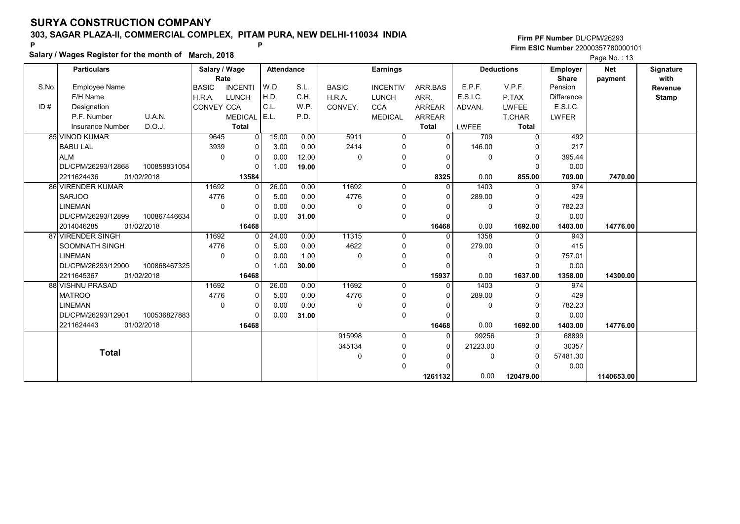# SURYA CONSTRUCTION COMPANY

## 303, SAGAR PLAZA-II, COMMERCIAL COMPLEX, PITAM PURA, NEW DELHI-110034 INDIA

P P

**Salary / Wages Register for the month of March, 2018**

Firm PF Number DL/CPM/26293
Firm ESIC Number 22000357780000101

| S.No. / ID # | Particulars: Employee Name / F/H Name / Designation / P.F. Number, U.A.N. / Insurance Number, D.O.J. | Salary / Wage Rate: BASIC / H.R.A. / CONVEY | INCENTI / LUNCH / CCA / MEDICAL / Total | Attendance: W.D. / H.D. / C.L. / E.L. | S.L. / C.H. / W.P. / P.D. | Earnings: BASIC / H.R.A. / CONVEY. | INCENTIV / LUNCH / CCA / MEDICAL | ARR.BAS / ARR. / ARREAR / ARREAR / Total | Deductions: E.P.F. / E.S.I.C. / ADVAN. / LWFEE | V.P.F. / P.TAX / LWFEE / T.CHAR / Total | Employer Share: Pension / Difference / E.S.I.C. / LWFER | Net payment | Signature with Revenue Stamp |
|---|---|---|---|---|---|---|---|---|---|---|---|---|---|
| 85 | VINOD KUMAR | 9645 | 0 | 15.00 | 0.00 | 5911 | 0 | 0 | 709 | 0 | 492 | | |
| | BABU LAL | 3939 | 0 | 3.00 | 0.00 | 2414 | 0 | 0 | 146.00 | 0 | 217 | | |
| | ALM | 0 | 0 | 0.00 | 12.00 | 0 | 0 | 0 | 0 | 0 | 395.44 | | |
| | DL/CPM/26293/12868 100858831054 | | 0 | 1.00 | 19.00 | | 0 | 0 | | 0 | 0.00 | | |
| | 2211624436 01/02/2018 | | 13584 | | | | | 8325 | 0.00 | 855.00 | 709.00 | 7470.00 | |
| 86 | VIRENDER KUMAR | 11692 | 0 | 26.00 | 0.00 | 11692 | 0 | 0 | 1403 | 0 | 974 | | |
| | SARJOO | 4776 | 0 | 5.00 | 0.00 | 4776 | 0 | 0 | 289.00 | 0 | 429 | | |
| | LINEMAN | 0 | 0 | 0.00 | 0.00 | 0 | 0 | 0 | 0 | 0 | 782.23 | | |
| | DL/CPM/26293/12899 100867446634 | | 0 | 0.00 | 31.00 | | 0 | 0 | | 0 | 0.00 | | |
| | 2014046285 01/02/2018 | | 16468 | | | | | 16468 | 0.00 | 1692.00 | 1403.00 | 14776.00 | |
| 87 | VIRENDER SINGH | 11692 | 0 | 24.00 | 0.00 | 11315 | 0 | 0 | 1358 | 0 | 943 | | |
| | SOOMNATH SINGH | 4776 | 0 | 5.00 | 0.00 | 4622 | 0 | 0 | 279.00 | 0 | 415 | | |
| | LINEMAN | 0 | 0 | 0.00 | 1.00 | 0 | 0 | 0 | 0 | 0 | 757.01 | | |
| | DL/CPM/26293/12900 100868467325 | | 0 | 1.00 | 30.00 | | 0 | 0 | | 0 | 0.00 | | |
| | 2211645367 01/02/2018 | | 16468 | | | | | 15937 | 0.00 | 1637.00 | 1358.00 | 14300.00 | |
| 88 | VISHNU PRASAD | 11692 | 0 | 26.00 | 0.00 | 11692 | 0 | 0 | 1403 | 0 | 974 | | |
| | MATROO | 4776 | 0 | 5.00 | 0.00 | 4776 | 0 | 0 | 289.00 | 0 | 429 | | |
| | LINEMAN | 0 | 0 | 0.00 | 0.00 | 0 | 0 | 0 | 0 | 0 | 782.23 | | |
| | DL/CPM/26293/12901 100536827883 | | 0 | 0.00 | 31.00 | | 0 | 0 | | 0 | 0.00 | | |
| | 2211624443 01/02/2018 | | 16468 | | | | | 16468 | 0.00 | 1692.00 | 1403.00 | 14776.00 | |
| | **Total** | | | | | 915998 | 0 | 0 | 99256 | 0 | 68899 | | |
| | | | | | | 345134 | 0 | 0 | 21223.00 | 0 | 30357 | | |
| | | | | | | 0 | 0 | 0 | 0 | 0 | 57481.30 | | |
| | | | | | | | 0 | 0 | | 0 | 0.00 | | |
| | | | | | | | | 1261132 | 0.00 | 120479.00 | | 1140653.00 | |